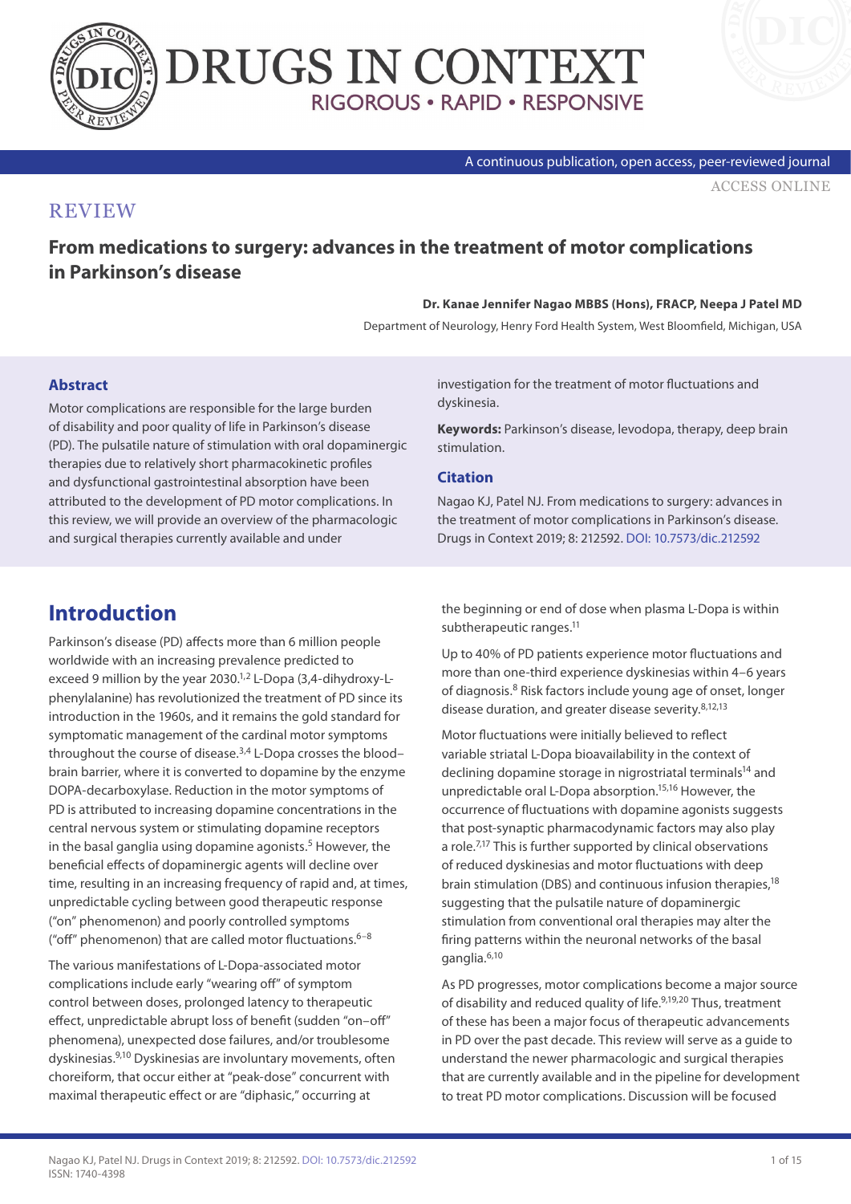# DRUGS IN CONTEXT

RIGOROUS • RAPID • RESPONSIVE

A continuous publication, open access, peer-reviewed journal

ACCESS ONLINE

REVIEW

## From medications to surgery: advances in the treatment of motor complications in Parkinson's disease

**Dr. Kanae Jennifer Nagao MBBS (Hons), FRACP, Neepa J Patel MD**

Department of Neurology, Henry Ford Health System, West Bloomfield, Michigan, USA

### Abstract

Motor complications are responsible for the large burden of disability and poor quality of life in Parkinson's disease (PD). The pulsatile nature of stimulation with oral dopaminergic therapies due to relatively short pharmacokinetic profiles and dysfunctional gastrointestinal absorption have been attributed to the development of PD motor complications. In this review, we will provide an overview of the pharmacologic and surgical therapies currently available and under investigation for the treatment of motor fluctuations and dyskinesia.

**Keywords:** Parkinson's disease, levodopa, therapy, deep brain stimulation.

### Citation

Nagao KJ, Patel NJ. From medications to surgery: advances in the treatment of motor complications in Parkinson's disease. Drugs in Context 2019; 8: 212592. DOI: 10.7573/dic.212592

## Introduction

Parkinson's disease (PD) affects more than 6 million people worldwide with an increasing prevalence predicted to exceed 9 million by the year 2030.[1,2] L-Dopa (3,4-dihydroxy-L-phenylalanine) has revolutionized the treatment of PD since its introduction in the 1960s, and it remains the gold standard for symptomatic management of the cardinal motor symptoms throughout the course of disease.[3,4] L-Dopa crosses the blood–brain barrier, where it is converted to dopamine by the enzyme DOPA-decarboxylase. Reduction in the motor symptoms of PD is attributed to increasing dopamine concentrations in the central nervous system or stimulating dopamine receptors in the basal ganglia using dopamine agonists.[5] However, the beneficial effects of dopaminergic agents will decline over time, resulting in an increasing frequency of rapid and, at times, unpredictable cycling between good therapeutic response ("on" phenomenon) and poorly controlled symptoms ("off" phenomenon) that are called motor fluctuations.[6–8]

The various manifestations of L-Dopa-associated motor complications include early "wearing off" of symptom control between doses, prolonged latency to therapeutic effect, unpredictable abrupt loss of benefit (sudden "on–off" phenomena), unexpected dose failures, and/or troublesome dyskinesias.[9,10] Dyskinesias are involuntary movements, often choreiform, that occur either at "peak-dose" concurrent with maximal therapeutic effect or are "diphasic," occurring at the beginning or end of dose when plasma L-Dopa is within subtherapeutic ranges.[11]

Up to 40% of PD patients experience motor fluctuations and more than one-third experience dyskinesias within 4–6 years of diagnosis.[8] Risk factors include young age of onset, longer disease duration, and greater disease severity.[8,12,13]

Motor fluctuations were initially believed to reflect variable striatal L-Dopa bioavailability in the context of declining dopamine storage in nigrostriatal terminals[14] and unpredictable oral L-Dopa absorption.[15,16] However, the occurrence of fluctuations with dopamine agonists suggests that post-synaptic pharmacodynamic factors may also play a role.[7,17] This is further supported by clinical observations of reduced dyskinesias and motor fluctuations with deep brain stimulation (DBS) and continuous infusion therapies,[18] suggesting that the pulsatile nature of dopaminergic stimulation from conventional oral therapies may alter the firing patterns within the neuronal networks of the basal ganglia.[6,10]

As PD progresses, motor complications become a major source of disability and reduced quality of life.[9,19,20] Thus, treatment of these has been a major focus of therapeutic advancements in PD over the past decade. This review will serve as a guide to understand the newer pharmacologic and surgical therapies that are currently available and in the pipeline for development to treat PD motor complications. Discussion will be focused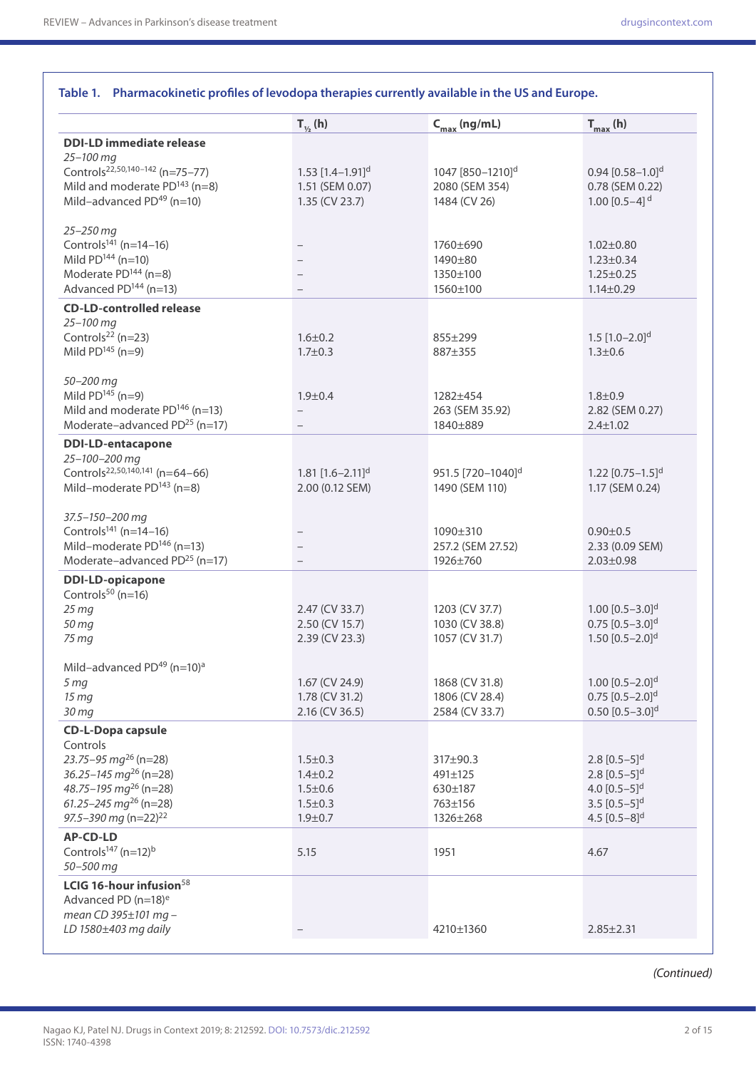**Table 1. Pharmacokinetic profiles of levodopa therapies currently available in the US and Europe.**

| | $T_{½}$ (h) | $C_{max}$ (ng/mL) | $T_{max}$ (h) |
|---|---|---|---|
| **DDI-LD immediate release** | | | |
| *25–100 mg* | | | |
| Controls[22,50,140–142] (n=75–77) | 1.53 [1.4–1.91][d] | 1047 [850–1210][d] | 0.94 [0.58–1.0][d] |
| Mild and moderate PD[143] (n=8) | 1.51 (SEM 0.07) | 2080 (SEM 354) | 0.78 (SEM 0.22) |
| Mild–advanced PD[49] (n=10) | 1.35 (CV 23.7) | 1484 (CV 26) | 1.00 [0.5–4] [d] |
| *25–250 mg* | | | |
| Controls[141] (n=14–16) | – | 1760±690 | 1.02±0.80 |
| Mild PD[144] (n=10) | – | 1490±80 | 1.23±0.34 |
| Moderate PD[144] (n=8) | – | 1350±100 | 1.25±0.25 |
| Advanced PD[144] (n=13) | – | 1560±100 | 1.14±0.29 |
| **CD-LD-controlled release** | | | |
| *25–100 mg* | | | |
| Controls[22] (n=23) | 1.6±0.2 | 855±299 | 1.5 [1.0–2.0][d] |
| Mild PD[145] (n=9) | 1.7±0.3 | 887±355 | 1.3±0.6 |
| *50–200 mg* | | | |
| Mild PD[145] (n=9) | 1.9±0.4 | 1282±454 | 1.8±0.9 |
| Mild and moderate PD[146] (n=13) | – | 263 (SEM 35.92) | 2.82 (SEM 0.27) |
| Moderate–advanced PD[25] (n=17) | – | 1840±889 | 2.4±1.02 |
| **DDI-LD-entacapone** | | | |
| *25–100–200 mg* | | | |
| Controls[22,50,140,141] (n=64–66) | 1.81 [1.6–2.11][d] | 951.5 [720–1040][d] | 1.22 [0.75–1.5][d] |
| Mild–moderate PD[143] (n=8) | 2.00 (0.12 SEM) | 1490 (SEM 110) | 1.17 (SEM 0.24) |
| *37.5–150–200 mg* | | | |
| Controls[141] (n=14–16) | – | 1090±310 | 0.90±0.5 |
| Mild–moderate PD[146] (n=13) | – | 257.2 (SEM 27.52) | 2.33 (0.09 SEM) |
| Moderate–advanced PD[25] (n=17) | – | 1926±760 | 2.03±0.98 |
| **DDI-LD-opicapone** | | | |
| Controls[50] (n=16) | | | |
| *25 mg* | 2.47 (CV 33.7) | 1203 (CV 37.7) | 1.00 [0.5–3.0][d] |
| *50 mg* | 2.50 (CV 15.7) | 1030 (CV 38.8) | 0.75 [0.5–3.0][d] |
| *75 mg* | 2.39 (CV 23.3) | 1057 (CV 31.7) | 1.50 [0.5–2.0][d] |
| Mild–advanced PD[49] (n=10)[a] | | | |
| *5 mg* | 1.67 (CV 24.9) | 1868 (CV 31.8) | 1.00 [0.5–2.0][d] |
| *15 mg* | 1.78 (CV 31.2) | 1806 (CV 28.4) | 0.75 [0.5–2.0][d] |
| *30 mg* | 2.16 (CV 36.5) | 2584 (CV 33.7) | 0.50 [0.5–3.0][d] |
| **CD-L-Dopa capsule** | | | |
| Controls | | | |
| *23.75–95 mg*[26] (n=28) | 1.5±0.3 | 317±90.3 | 2.8 [0.5–5][d] |
| *36.25–145 mg*[26] (n=28) | 1.4±0.2 | 491±125 | 2.8 [0.5–5][d] |
| *48.75–195 mg*[26] (n=28) | 1.5±0.6 | 630±187 | 4.0 [0.5–5][d] |
| *61.25–245 mg*[26] (n=28) | 1.5±0.3 | 763±156 | 3.5 [0.5–5][d] |
| *97.5–390 mg* (n=22)[22] | 1.9±0.7 | 1326±268 | 4.5 [0.5–8][d] |
| **AP-CD-LD** | | | |
| Controls[147] (n=12)[b] | 5.15 | 1951 | 4.67 |
| *50–500 mg* | | | |
| **LCIG 16-hour infusion**[58] | | | |
| Advanced PD (n=18)[e] | | | |
| *mean CD 395±101 mg – LD 1580±403 mg daily* | – | 4210±1360 | 2.85±2.31 |

*(Continued)*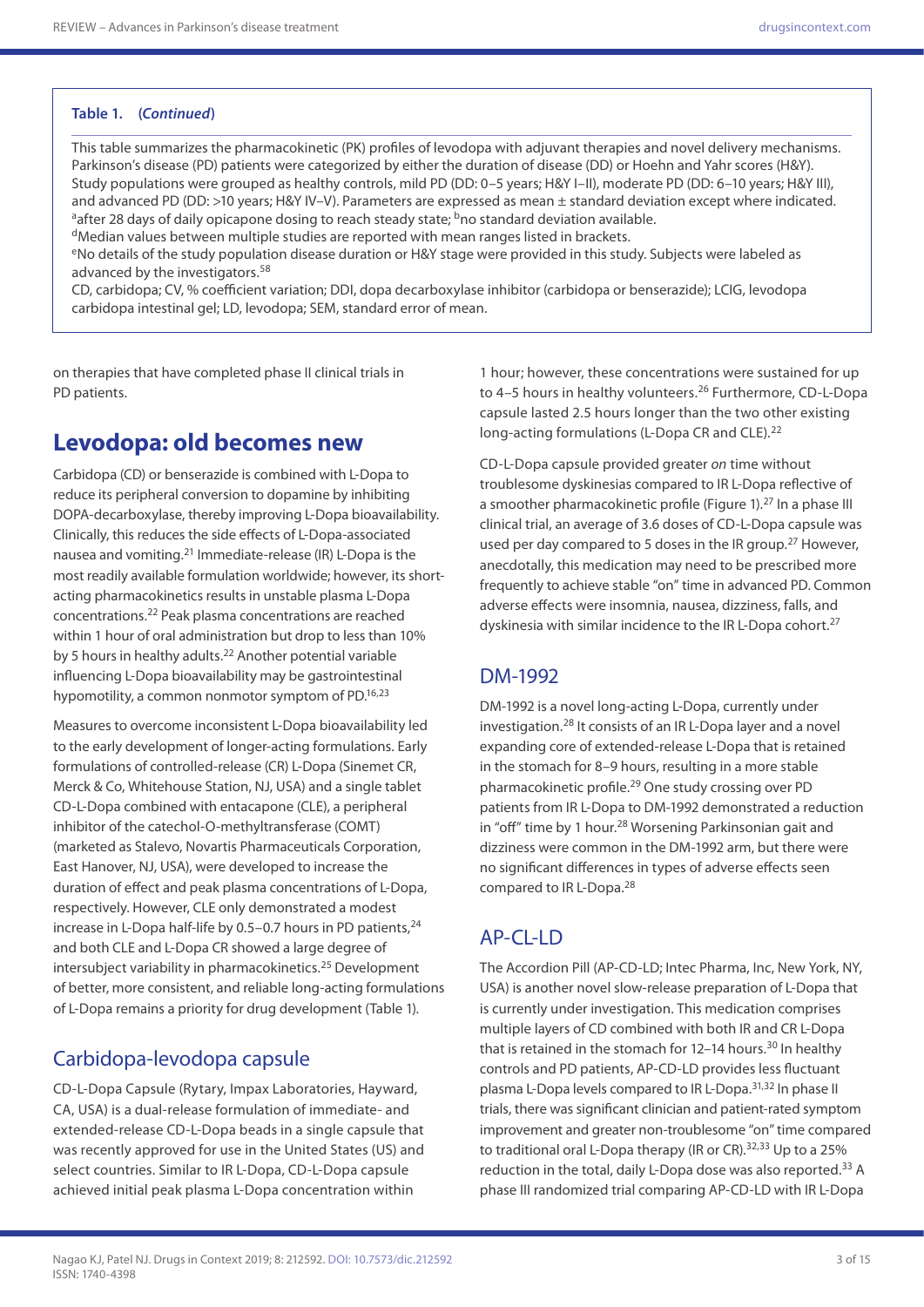**Table 1. (*Continued*)**

This table summarizes the pharmacokinetic (PK) profiles of levodopa with adjuvant therapies and novel delivery mechanisms. Parkinson's disease (PD) patients were categorized by either the duration of disease (DD) or Hoehn and Yahr scores (H&Y). Study populations were grouped as healthy controls, mild PD (DD: 0–5 years; H&Y I–II), moderate PD (DD: 6–10 years; H&Y III), and advanced PD (DD: >10 years; H&Y IV–V). Parameters are expressed as mean ± standard deviation except where indicated.
[a]after 28 days of daily opicapone dosing to reach steady state; [b]no standard deviation available.
[d]Median values between multiple studies are reported with mean ranges listed in brackets.
[e]No details of the study population disease duration or H&Y stage were provided in this study. Subjects were labeled as advanced by the investigators.[58]
CD, carbidopa; CV, % coefficient variation; DDI, dopa decarboxylase inhibitor (carbidopa or benserazide); LCIG, levodopa carbidopa intestinal gel; LD, levodopa; SEM, standard error of mean.

on therapies that have completed phase II clinical trials in PD patients.

## Levodopa: old becomes new

Carbidopa (CD) or benserazide is combined with L-Dopa to reduce its peripheral conversion to dopamine by inhibiting DOPA-decarboxylase, thereby improving L-Dopa bioavailability. Clinically, this reduces the side effects of L-Dopa-associated nausea and vomiting.[21] Immediate-release (IR) L-Dopa is the most readily available formulation worldwide; however, its short-acting pharmacokinetics results in unstable plasma L-Dopa concentrations.[22] Peak plasma concentrations are reached within 1 hour of oral administration but drop to less than 10% by 5 hours in healthy adults.[22] Another potential variable influencing L-Dopa bioavailability may be gastrointestinal hypomotility, a common nonmotor symptom of PD.[16,23]

Measures to overcome inconsistent L-Dopa bioavailability led to the early development of longer-acting formulations. Early formulations of controlled-release (CR) L-Dopa (Sinemet CR, Merck & Co, Whitehouse Station, NJ, USA) and a single tablet CD-L-Dopa combined with entacapone (CLE), a peripheral inhibitor of the catechol-O-methyltransferase (COMT) (marketed as Stalevo, Novartis Pharmaceuticals Corporation, East Hanover, NJ, USA), were developed to increase the duration of effect and peak plasma concentrations of L-Dopa, respectively. However, CLE only demonstrated a modest increase in L-Dopa half-life by 0.5–0.7 hours in PD patients,[24] and both CLE and L-Dopa CR showed a large degree of intersubject variability in pharmacokinetics.[25] Development of better, more consistent, and reliable long-acting formulations of L-Dopa remains a priority for drug development (Table 1).

### Carbidopa-levodopa capsule

CD-L-Dopa Capsule (Rytary, Impax Laboratories, Hayward, CA, USA) is a dual-release formulation of immediate- and extended-release CD-L-Dopa beads in a single capsule that was recently approved for use in the United States (US) and select countries. Similar to IR L-Dopa, CD-L-Dopa capsule achieved initial peak plasma L-Dopa concentration within 1 hour; however, these concentrations were sustained for up to 4–5 hours in healthy volunteers.[26] Furthermore, CD-L-Dopa capsule lasted 2.5 hours longer than the two other existing long-acting formulations (L-Dopa CR and CLE).[22]

CD-L-Dopa capsule provided greater *on* time without troublesome dyskinesias compared to IR L-Dopa reflective of a smoother pharmacokinetic profile (Figure 1).[27] In a phase III clinical trial, an average of 3.6 doses of CD-L-Dopa capsule was used per day compared to 5 doses in the IR group.[27] However, anecdotally, this medication may need to be prescribed more frequently to achieve stable "on" time in advanced PD. Common adverse effects were insomnia, nausea, dizziness, falls, and dyskinesia with similar incidence to the IR L-Dopa cohort.[27]

### DM-1992

DM-1992 is a novel long-acting L-Dopa, currently under investigation.[28] It consists of an IR L-Dopa layer and a novel expanding core of extended-release L-Dopa that is retained in the stomach for 8–9 hours, resulting in a more stable pharmacokinetic profile.[29] One study crossing over PD patients from IR L-Dopa to DM-1992 demonstrated a reduction in "off" time by 1 hour.[28] Worsening Parkinsonian gait and dizziness were common in the DM-1992 arm, but there were no significant differences in types of adverse effects seen compared to IR L-Dopa.[28]

### AP-CL-LD

The Accordion Pill (AP-CD-LD; Intec Pharma, Inc, New York, NY, USA) is another novel slow-release preparation of L-Dopa that is currently under investigation. This medication comprises multiple layers of CD combined with both IR and CR L-Dopa that is retained in the stomach for 12–14 hours.[30] In healthy controls and PD patients, AP-CD-LD provides less fluctuant plasma L-Dopa levels compared to IR L-Dopa.[31,32] In phase II trials, there was significant clinician and patient-rated symptom improvement and greater non-troublesome "on" time compared to traditional oral L-Dopa therapy (IR or CR).[32,33] Up to a 25% reduction in the total, daily L-Dopa dose was also reported.[33] A phase III randomized trial comparing AP-CD-LD with IR L-Dopa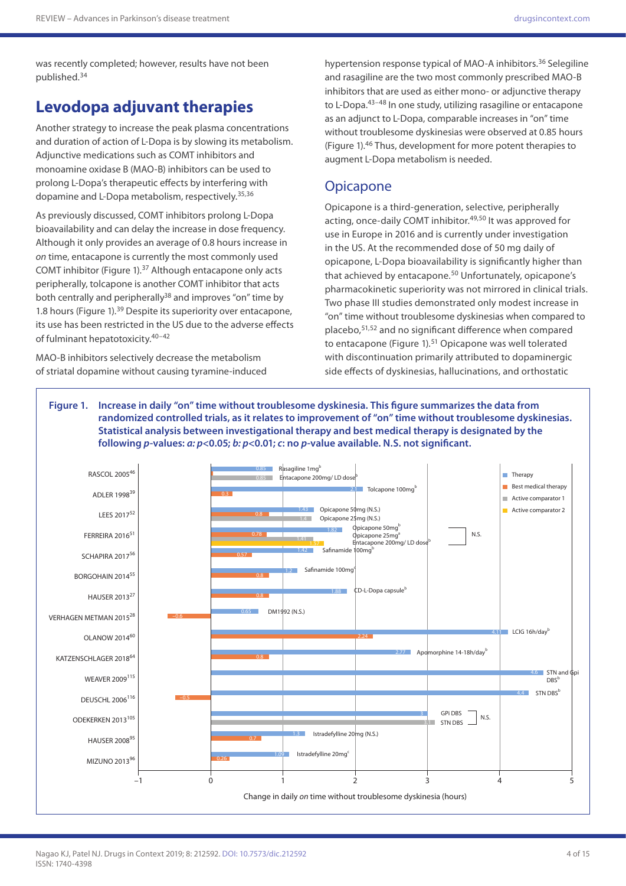was recently completed; however, results have not been published.[34]

## Levodopa adjuvant therapies

Another strategy to increase the peak plasma concentrations and duration of action of L-Dopa is by slowing its metabolism. Adjunctive medications such as COMT inhibitors and monoamine oxidase B (MAO-B) inhibitors can be used to prolong L-Dopa's therapeutic effects by interfering with dopamine and L-Dopa metabolism, respectively.[35,36]

As previously discussed, COMT inhibitors prolong L-Dopa bioavailability and can delay the increase in dose frequency. Although it only provides an average of 0.8 hours increase in *on* time, entacapone is currently the most commonly used COMT inhibitor (Figure 1).[37] Although entacapone only acts peripherally, tolcapone is another COMT inhibitor that acts both centrally and peripherally[38] and improves "on" time by 1.8 hours (Figure 1).[39] Despite its superiority over entacapone, its use has been restricted in the US due to the adverse effects of fulminant hepatotoxicity.[40–42]

MAO-B inhibitors selectively decrease the metabolism of striatal dopamine without causing tyramine-induced hypertension response typical of MAO-A inhibitors.[36] Selegiline and rasagiline are the two most commonly prescribed MAO-B inhibitors that are used as either mono- or adjunctive therapy to L-Dopa.[43–48] In one study, utilizing rasagiline or entacapone as an adjunct to L-Dopa, comparable increases in "on" time without troublesome dyskinesias were observed at 0.85 hours (Figure 1).[46] Thus, development for more potent therapies to augment L-Dopa metabolism is needed.

### Opicapone

Opicapone is a third-generation, selective, peripherally acting, once-daily COMT inhibitor.[49,50] It was approved for use in Europe in 2016 and is currently under investigation in the US. At the recommended dose of 50 mg daily of opicapone, L-Dopa bioavailability is significantly higher than that achieved by entacapone.[50] Unfortunately, opicapone's pharmacokinetic superiority was not mirrored in clinical trials. Two phase III studies demonstrated only modest increase in "on" time without troublesome dyskinesias when compared to placebo,[51,52] and no significant difference when compared to entacapone (Figure 1).[51] Opicapone was well tolerated with discontinuation primarily attributed to dopaminergic side effects of dyskinesias, hallucinations, and orthostatic

**Figure 1. Increase in daily "on" time without troublesome dyskinesia. This figure summarizes the data from randomized controlled trials, as it relates to improvement of "on" time without troublesome dyskinesias. Statistical analysis between investigational therapy and best medical therapy is designated by the following *p*-values: *a:* *p*<0.05; *b:* *p*<0.01; *c*: no *p*-value available. N.S. not significant.**

| Study | Therapy (change in hours) | Best medical therapy | Active comparator 1 | Active comparator 2 |
|---|---|---|---|---|
| RASCOL 2005[46] | Rasagiline 1mg[b]: 0.85 | | Entacapone 200mg/ LD dose[b]: 0.85 | |
| ADLER 1998[39] | Tolcapone 100mg[b]: 2.1 | 0.3 | | |
| LEES 2017[52] | Opicapone 50mg (N.S.): 1.43 | 0.8 | Opicapone 25mg (N.S.): 1.4 | |
| FERREIRA 2016[51] | Opicapone 50mg[b]: 1.82 | 0.78 | Opicapone 25mg[a]: 1.41 | Entacapone 200mg/ LD dose[b]: 1.57 (N.S.) |
| SCHAPIRA 2017[56] | Safinamide 100mg[b]: 1.42 | 0.57 | | |
| BORGOHAIN 2014[55] | Safinamide 100mg[c]: 1.2 | 0.8 | | |
| HAUSER 2013[27] | CD-L-Dopa capsule[b]: 1.88 | 0.8 | | |
| VERHAGEN METMAN 2015[28] | DM1992 (N.S.): 0.65 | −0.6 | | |
| OLANOW 2014[60] | LCIG 16h/day[b]: 4.11 | 2.24 | | |
| KATZENSCHLAGER 2018[64] | Apomorphine 14-18h/day[b]: 2.77 | 0.8 | | |
| WEAVER 2009[115] | STN and Gpi DBS[b]: 4.6 | | | |
| DEUSCHL 2006[116] | STN DBS[b]: 4.4 | −0.5 | | |
| ODEKERKEN 2013[105] | GPi DBS: 3 | | STN DBS: 3.1 (N.S.) | |
| HAUSER 2008[95] | Istradefylline 20mg (N.S.): 1.3 | 0.7 | | |
| MIZUNO 2013[96] | Istradefylline 20mg[c]: 1.09 | 0.26 | | |

Change in daily *on* time without troublesome dyskinesia (hours)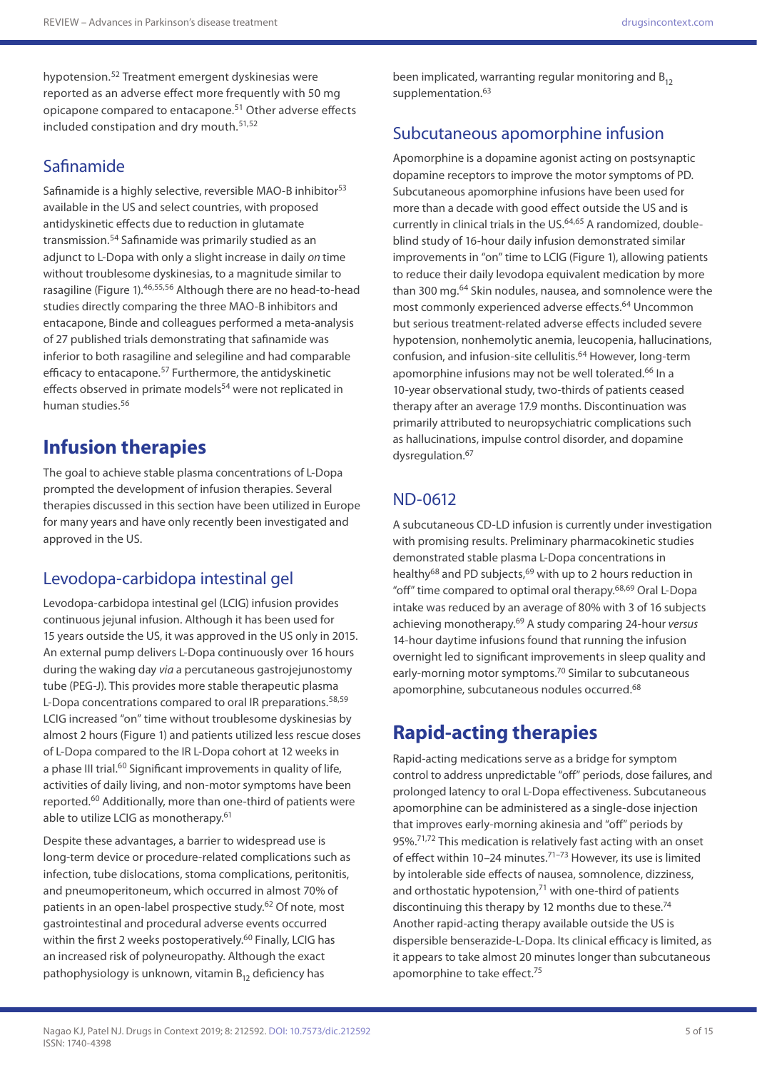hypotension.[52] Treatment emergent dyskinesias were reported as an adverse effect more frequently with 50 mg opicapone compared to entacapone.[51] Other adverse effects included constipation and dry mouth.[51,52]

## Safinamide

Safinamide is a highly selective, reversible MAO-B inhibitor[53] available in the US and select countries, with proposed antidyskinetic effects due to reduction in glutamate transmission.[54] Safinamide was primarily studied as an adjunct to L-Dopa with only a slight increase in daily *on* time without troublesome dyskinesias, to a magnitude similar to rasagiline (Figure 1).[46,55,56] Although there are no head-to-head studies directly comparing the three MAO-B inhibitors and entacapone, Binde and colleagues performed a meta-analysis of 27 published trials demonstrating that safinamide was inferior to both rasagiline and selegiline and had comparable efficacy to entacapone.[57] Furthermore, the antidyskinetic effects observed in primate models[54] were not replicated in human studies.[56]

# Infusion therapies

The goal to achieve stable plasma concentrations of L-Dopa prompted the development of infusion therapies. Several therapies discussed in this section have been utilized in Europe for many years and have only recently been investigated and approved in the US.

## Levodopa-carbidopa intestinal gel

Levodopa-carbidopa intestinal gel (LCIG) infusion provides continuous jejunal infusion. Although it has been used for 15 years outside the US, it was approved in the US only in 2015. An external pump delivers L-Dopa continuously over 16 hours during the waking day *via* a percutaneous gastrojejunostomy tube (PEG-J). This provides more stable therapeutic plasma L-Dopa concentrations compared to oral IR preparations.[58,59] LCIG increased "on" time without troublesome dyskinesias by almost 2 hours (Figure 1) and patients utilized less rescue doses of L-Dopa compared to the IR L-Dopa cohort at 12 weeks in a phase III trial.[60] Significant improvements in quality of life, activities of daily living, and non-motor symptoms have been reported.[60] Additionally, more than one-third of patients were able to utilize LCIG as monotherapy.[61]

Despite these advantages, a barrier to widespread use is long-term device or procedure-related complications such as infection, tube dislocations, stoma complications, peritonitis, and pneumoperitoneum, which occurred in almost 70% of patients in an open-label prospective study.[62] Of note, most gastrointestinal and procedural adverse events occurred within the first 2 weeks postoperatively.[60] Finally, LCIG has an increased risk of polyneuropathy. Although the exact pathophysiology is unknown, vitamin $B_{12}$ deficiency has been implicated, warranting regular monitoring and $B_{12}$ supplementation.[63]

## Subcutaneous apomorphine infusion

Apomorphine is a dopamine agonist acting on postsynaptic dopamine receptors to improve the motor symptoms of PD. Subcutaneous apomorphine infusions have been used for more than a decade with good effect outside the US and is currently in clinical trials in the US.[64,65] A randomized, double-blind study of 16-hour daily infusion demonstrated similar improvements in "on" time to LCIG (Figure 1), allowing patients to reduce their daily levodopa equivalent medication by more than 300 mg.[64] Skin nodules, nausea, and somnolence were the most commonly experienced adverse effects.[64] Uncommon but serious treatment-related adverse effects included severe hypotension, nonhemolytic anemia, leucopenia, hallucinations, confusion, and infusion-site cellulitis.[64] However, long-term apomorphine infusions may not be well tolerated.[66] In a 10-year observational study, two-thirds of patients ceased therapy after an average 17.9 months. Discontinuation was primarily attributed to neuropsychiatric complications such as hallucinations, impulse control disorder, and dopamine dysregulation.[67]

## ND-0612

A subcutaneous CD-LD infusion is currently under investigation with promising results. Preliminary pharmacokinetic studies demonstrated stable plasma L-Dopa concentrations in healthy[68] and PD subjects,[69] with up to 2 hours reduction in "off" time compared to optimal oral therapy.[68,69] Oral L-Dopa intake was reduced by an average of 80% with 3 of 16 subjects achieving monotherapy.[69] A study comparing 24-hour *versus* 14-hour daytime infusions found that running the infusion overnight led to significant improvements in sleep quality and early-morning motor symptoms.[70] Similar to subcutaneous apomorphine, subcutaneous nodules occurred.[68]

# Rapid-acting therapies

Rapid-acting medications serve as a bridge for symptom control to address unpredictable "off" periods, dose failures, and prolonged latency to oral L-Dopa effectiveness. Subcutaneous apomorphine can be administered as a single-dose injection that improves early-morning akinesia and "off" periods by 95%.[71,72] This medication is relatively fast acting with an onset of effect within 10–24 minutes.[71–73] However, its use is limited by intolerable side effects of nausea, somnolence, dizziness, and orthostatic hypotension,[71] with one-third of patients discontinuing this therapy by 12 months due to these.[74] Another rapid-acting therapy available outside the US is dispersible benserazide-L-Dopa. Its clinical efficacy is limited, as it appears to take almost 20 minutes longer than subcutaneous apomorphine to take effect.[75]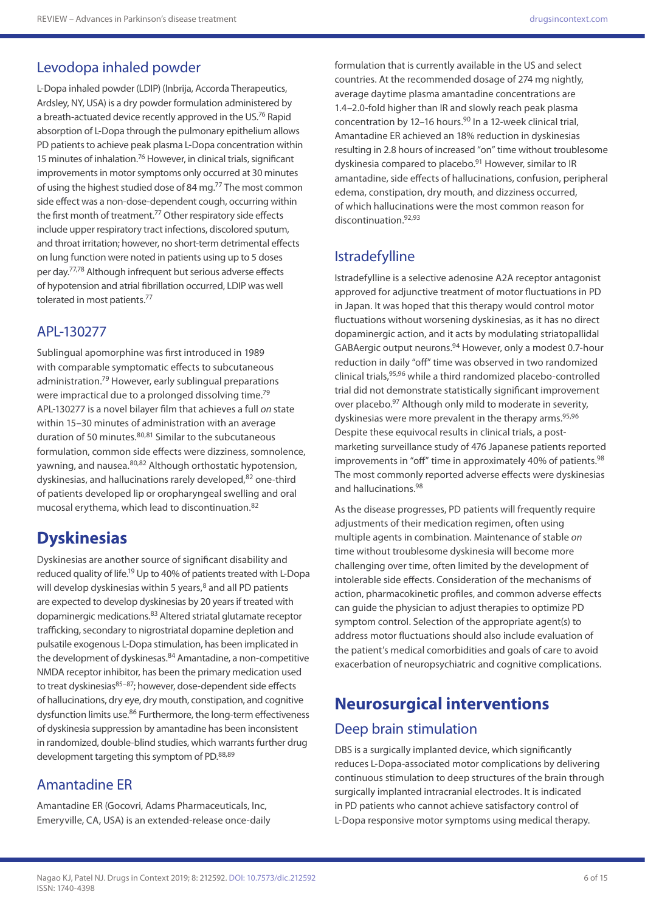## Levodopa inhaled powder

L-Dopa inhaled powder (LDIP) (Inbrija, Accorda Therapeutics, Ardsley, NY, USA) is a dry powder formulation administered by a breath-actuated device recently approved in the US.[76] Rapid absorption of L-Dopa through the pulmonary epithelium allows PD patients to achieve peak plasma L-Dopa concentration within 15 minutes of inhalation.[76] However, in clinical trials, significant improvements in motor symptoms only occurred at 30 minutes of using the highest studied dose of 84 mg.[77] The most common side effect was a non-dose-dependent cough, occurring within the first month of treatment.[77] Other respiratory side effects include upper respiratory tract infections, discolored sputum, and throat irritation; however, no short-term detrimental effects on lung function were noted in patients using up to 5 doses per day.[77,78] Although infrequent but serious adverse effects of hypotension and atrial fibrillation occurred, LDIP was well tolerated in most patients.[77]

## APL-130277

Sublingual apomorphine was first introduced in 1989 with comparable symptomatic effects to subcutaneous administration.[79] However, early sublingual preparations were impractical due to a prolonged dissolving time.[79] APL-130277 is a novel bilayer film that achieves a full *on* state within 15–30 minutes of administration with an average duration of 50 minutes.[80,81] Similar to the subcutaneous formulation, common side effects were dizziness, somnolence, yawning, and nausea.[80,82] Although orthostatic hypotension, dyskinesias, and hallucinations rarely developed,[82] one-third of patients developed lip or oropharyngeal swelling and oral mucosal erythema, which lead to discontinuation.[82]

# Dyskinesias

Dyskinesias are another source of significant disability and reduced quality of life.[19] Up to 40% of patients treated with L-Dopa will develop dyskinesias within 5 years,[8] and all PD patients are expected to develop dyskinesias by 20 years if treated with dopaminergic medications.[83] Altered striatal glutamate receptor trafficking, secondary to nigrostriatal dopamine depletion and pulsatile exogenous L-Dopa stimulation, has been implicated in the development of dyskinesas.[84] Amantadine, a non-competitive NMDA receptor inhibitor, has been the primary medication used to treat dyskinesias[85–87]; however, dose-dependent side effects of hallucinations, dry eye, dry mouth, constipation, and cognitive dysfunction limits use.[86] Furthermore, the long-term effectiveness of dyskinesia suppression by amantadine has been inconsistent in randomized, double-blind studies, which warrants further drug development targeting this symptom of PD.[88,89]

## Amantadine ER

Amantadine ER (Gocovri, Adams Pharmaceuticals, Inc, Emeryville, CA, USA) is an extended-release once-daily formulation that is currently available in the US and select countries. At the recommended dosage of 274 mg nightly, average daytime plasma amantadine concentrations are 1.4–2.0-fold higher than IR and slowly reach peak plasma concentration by 12–16 hours.[90] In a 12-week clinical trial, Amantadine ER achieved an 18% reduction in dyskinesias resulting in 2.8 hours of increased "on" time without troublesome dyskinesia compared to placebo.[91] However, similar to IR amantadine, side effects of hallucinations, confusion, peripheral edema, constipation, dry mouth, and dizziness occurred, of which hallucinations were the most common reason for discontinuation.[92,93]

## Istradefylline

Istradefylline is a selective adenosine A2A receptor antagonist approved for adjunctive treatment of motor fluctuations in PD in Japan. It was hoped that this therapy would control motor fluctuations without worsening dyskinesias, as it has no direct dopaminergic action, and it acts by modulating striatopallidal GABAergic output neurons.[94] However, only a modest 0.7-hour reduction in daily "off" time was observed in two randomized clinical trials,[95,96] while a third randomized placebo-controlled trial did not demonstrate statistically significant improvement over placebo.[97] Although only mild to moderate in severity, dyskinesias were more prevalent in the therapy arms.[95,96] Despite these equivocal results in clinical trials, a post-marketing surveillance study of 476 Japanese patients reported improvements in "off" time in approximately 40% of patients.[98] The most commonly reported adverse effects were dyskinesias and hallucinations.[98]

As the disease progresses, PD patients will frequently require adjustments of their medication regimen, often using multiple agents in combination. Maintenance of stable *on* time without troublesome dyskinesia will become more challenging over time, often limited by the development of intolerable side effects. Consideration of the mechanisms of action, pharmacokinetic profiles, and common adverse effects can guide the physician to adjust therapies to optimize PD symptom control. Selection of the appropriate agent(s) to address motor fluctuations should also include evaluation of the patient's medical comorbidities and goals of care to avoid exacerbation of neuropsychiatric and cognitive complications.

# Neurosurgical interventions

## Deep brain stimulation

DBS is a surgically implanted device, which significantly reduces L-Dopa-associated motor complications by delivering continuous stimulation to deep structures of the brain through surgically implanted intracranial electrodes. It is indicated in PD patients who cannot achieve satisfactory control of L-Dopa responsive motor symptoms using medical therapy.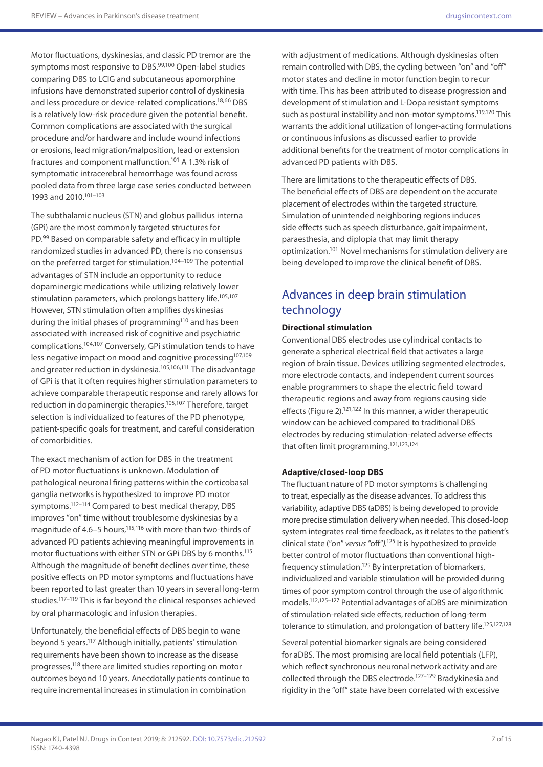Motor fluctuations, dyskinesias, and classic PD tremor are the symptoms most responsive to DBS.[99,100] Open-label studies comparing DBS to LCIG and subcutaneous apomorphine infusions have demonstrated superior control of dyskinesia and less procedure or device-related complications.[18,66] DBS is a relatively low-risk procedure given the potential benefit. Common complications are associated with the surgical procedure and/or hardware and include wound infections or erosions, lead migration/malposition, lead or extension fractures and component malfunction.[101] A 1.3% risk of symptomatic intracerebral hemorrhage was found across pooled data from three large case series conducted between 1993 and 2010.[101–103]

The subthalamic nucleus (STN) and globus pallidus interna (GPi) are the most commonly targeted structures for PD.[99] Based on comparable safety and efficacy in multiple randomized studies in advanced PD, there is no consensus on the preferred target for stimulation.[104–109] The potential advantages of STN include an opportunity to reduce dopaminergic medications while utilizing relatively lower stimulation parameters, which prolongs battery life.[105,107] However, STN stimulation often amplifies dyskinesias during the initial phases of programming[110] and has been associated with increased risk of cognitive and psychiatric complications.[104,107] Conversely, GPi stimulation tends to have less negative impact on mood and cognitive processing[107,109] and greater reduction in dyskinesia.[105,106,111] The disadvantage of GPi is that it often requires higher stimulation parameters to achieve comparable therapeutic response and rarely allows for reduction in dopaminergic therapies.[105,107] Therefore, target selection is individualized to features of the PD phenotype, patient-specific goals for treatment, and careful consideration of comorbidities.

The exact mechanism of action for DBS in the treatment of PD motor fluctuations is unknown. Modulation of pathological neuronal firing patterns within the corticobasal ganglia networks is hypothesized to improve PD motor symptoms.[112–114] Compared to best medical therapy, DBS improves "on" time without troublesome dyskinesias by a magnitude of 4.6–5 hours,[115,116] with more than two-thirds of advanced PD patients achieving meaningful improvements in motor fluctuations with either STN or GPi DBS by 6 months.[115] Although the magnitude of benefit declines over time, these positive effects on PD motor symptoms and fluctuations have been reported to last greater than 10 years in several long-term studies.[117–119] This is far beyond the clinical responses achieved by oral pharmacologic and infusion therapies.

Unfortunately, the beneficial effects of DBS begin to wane beyond 5 years.[117] Although initially, patients' stimulation requirements have been shown to increase as the disease progresses,[118] there are limited studies reporting on motor outcomes beyond 10 years. Anecdotally patients continue to require incremental increases in stimulation in combination with adjustment of medications. Although dyskinesias often remain controlled with DBS, the cycling between "on" and "off" motor states and decline in motor function begin to recur with time. This has been attributed to disease progression and development of stimulation and L-Dopa resistant symptoms such as postural instability and non-motor symptoms.[119,120] This warrants the additional utilization of longer-acting formulations or continuous infusions as discussed earlier to provide additional benefits for the treatment of motor complications in advanced PD patients with DBS.

There are limitations to the therapeutic effects of DBS. The beneficial effects of DBS are dependent on the accurate placement of electrodes within the targeted structure. Simulation of unintended neighboring regions induces side effects such as speech disturbance, gait impairment, paraesthesia, and diplopia that may limit therapy optimization.[101] Novel mechanisms for stimulation delivery are being developed to improve the clinical benefit of DBS.

## Advances in deep brain stimulation technology

### Directional stimulation

Conventional DBS electrodes use cylindrical contacts to generate a spherical electrical field that activates a large region of brain tissue. Devices utilizing segmented electrodes, more electrode contacts, and independent current sources enable programmers to shape the electric field toward therapeutic regions and away from regions causing side effects (Figure 2).[121,122] In this manner, a wider therapeutic window can be achieved compared to traditional DBS electrodes by reducing stimulation-related adverse effects that often limit programming.[121,123,124]

### Adaptive/closed-loop DBS

The fluctuant nature of PD motor symptoms is challenging to treat, especially as the disease advances. To address this variability, adaptive DBS (aDBS) is being developed to provide more precise stimulation delivery when needed. This closed-loop system integrates real-time feedback, as it relates to the patient's clinical state ("on" *versus* "off").[125] It is hypothesized to provide better control of motor fluctuations than conventional high-frequency stimulation.[125] By interpretation of biomarkers, individualized and variable stimulation will be provided during times of poor symptom control through the use of algorithmic models.[112,125–127] Potential advantages of aDBS are minimization of stimulation-related side effects, reduction of long-term tolerance to stimulation, and prolongation of battery life.[125,127,128]

Several potential biomarker signals are being considered for aDBS. The most promising are local field potentials (LFP), which reflect synchronous neuronal network activity and are collected through the DBS electrode.[127–129] Bradykinesia and rigidity in the "off" state have been correlated with excessive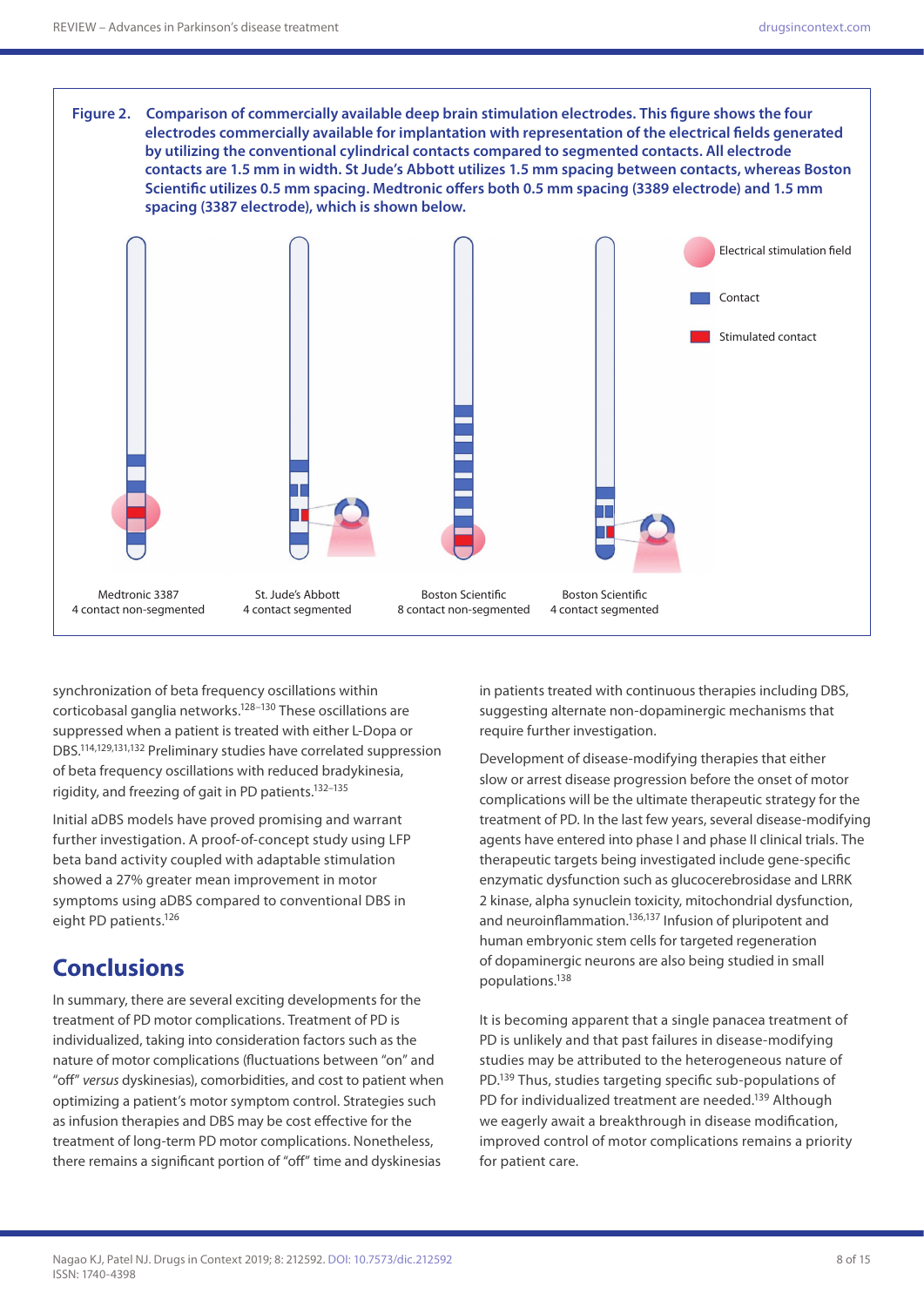**Figure 2. Comparison of commercially available deep brain stimulation electrodes. This figure shows the four electrodes commercially available for implantation with representation of the electrical fields generated by utilizing the conventional cylindrical contacts compared to segmented contacts. All electrode contacts are 1.5 mm in width. St Jude's Abbott utilizes 1.5 mm spacing between contacts, whereas Boston Scientific utilizes 0.5 mm spacing. Medtronic offers both 0.5 mm spacing (3389 electrode) and 1.5 mm spacing (3387 electrode), which is shown below.**

Electrical stimulation field

Contact

Stimulated contact

Medtronic 3387
4 contact non-segmented

St. Jude's Abbott
4 contact segmented

Boston Scientific
8 contact non-segmented

Boston Scientific
4 contact segmented

synchronization of beta frequency oscillations within corticobasal ganglia networks.[128–130] These oscillations are suppressed when a patient is treated with either L-Dopa or DBS.[114,129,131,132] Preliminary studies have correlated suppression of beta frequency oscillations with reduced bradykinesia, rigidity, and freezing of gait in PD patients.[132–135]

Initial aDBS models have proved promising and warrant further investigation. A proof-of-concept study using LFP beta band activity coupled with adaptable stimulation showed a 27% greater mean improvement in motor symptoms using aDBS compared to conventional DBS in eight PD patients.[126]

## Conclusions

In summary, there are several exciting developments for the treatment of PD motor complications. Treatment of PD is individualized, taking into consideration factors such as the nature of motor complications (fluctuations between "on" and "off" *versus* dyskinesias), comorbidities, and cost to patient when optimizing a patient's motor symptom control. Strategies such as infusion therapies and DBS may be cost effective for the treatment of long-term PD motor complications. Nonetheless, there remains a significant portion of "off" time and dyskinesias in patients treated with continuous therapies including DBS, suggesting alternate non-dopaminergic mechanisms that require further investigation.

Development of disease-modifying therapies that either slow or arrest disease progression before the onset of motor complications will be the ultimate therapeutic strategy for the treatment of PD. In the last few years, several disease-modifying agents have entered into phase I and phase II clinical trials. The therapeutic targets being investigated include gene-specific enzymatic dysfunction such as glucocerebrosidase and LRRK 2 kinase, alpha synuclein toxicity, mitochondrial dysfunction, and neuroinflammation.[136,137] Infusion of pluripotent and human embryonic stem cells for targeted regeneration of dopaminergic neurons are also being studied in small populations.[138]

It is becoming apparent that a single panacea treatment of PD is unlikely and that past failures in disease-modifying studies may be attributed to the heterogeneous nature of PD.[139] Thus, studies targeting specific sub-populations of PD for individualized treatment are needed.[139] Although we eagerly await a breakthrough in disease modification, improved control of motor complications remains a priority for patient care.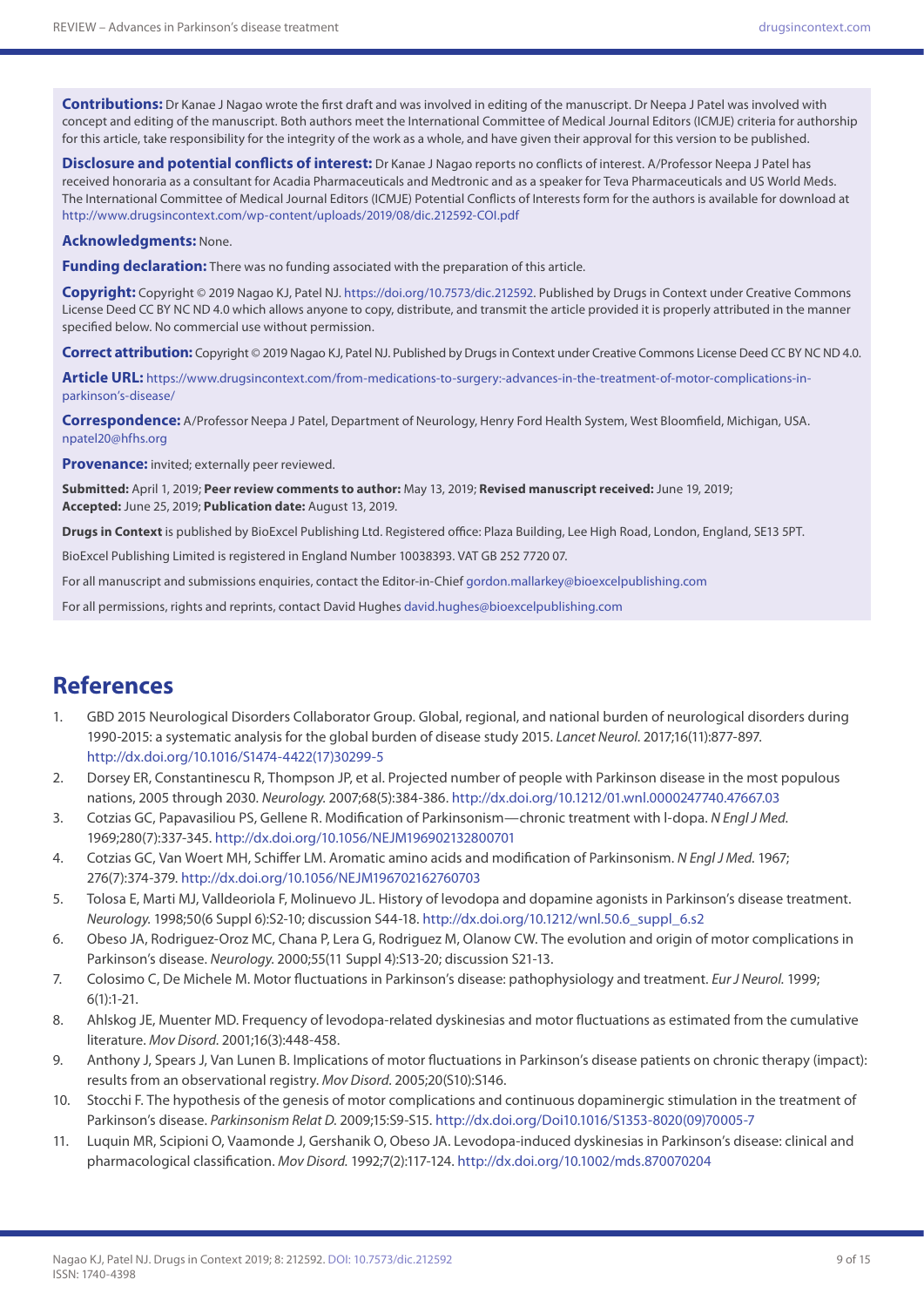**Contributions:** Dr Kanae J Nagao wrote the first draft and was involved in editing of the manuscript. Dr Neepa J Patel was involved with concept and editing of the manuscript. Both authors meet the International Committee of Medical Journal Editors (ICMJE) criteria for authorship for this article, take responsibility for the integrity of the work as a whole, and have given their approval for this version to be published.

**Disclosure and potential conflicts of interest:** Dr Kanae J Nagao reports no conflicts of interest. A/Professor Neepa J Patel has received honoraria as a consultant for Acadia Pharmaceuticals and Medtronic and as a speaker for Teva Pharmaceuticals and US World Meds. The International Committee of Medical Journal Editors (ICMJE) Potential Conflicts of Interests form for the authors is available for download at http://www.drugsincontext.com/wp-content/uploads/2019/08/dic.212592-COI.pdf

**Acknowledgments:** None.

**Funding declaration:** There was no funding associated with the preparation of this article.

**Copyright:** Copyright © 2019 Nagao KJ, Patel NJ. https://doi.org/10.7573/dic.212592. Published by Drugs in Context under Creative Commons License Deed CC BY NC ND 4.0 which allows anyone to copy, distribute, and transmit the article provided it is properly attributed in the manner specified below. No commercial use without permission.

**Correct attribution:** Copyright © 2019 Nagao KJ, Patel NJ. Published by Drugs in Context under Creative Commons License Deed CC BY NC ND 4.0.

**Article URL:** https://www.drugsincontext.com/from-medications-to-surgery:-advances-in-the-treatment-of-motor-complications-in-parkinson's-disease/

**Correspondence:** A/Professor Neepa J Patel, Department of Neurology, Henry Ford Health System, West Bloomfield, Michigan, USA. npatel20@hfhs.org

**Provenance:** invited; externally peer reviewed.

**Submitted:** April 1, 2019; **Peer review comments to author:** May 13, 2019; **Revised manuscript received:** June 19, 2019; **Accepted:** June 25, 2019; **Publication date:** August 13, 2019.

**Drugs in Context** is published by BioExcel Publishing Ltd. Registered office: Plaza Building, Lee High Road, London, England, SE13 5PT.

BioExcel Publishing Limited is registered in England Number 10038393. VAT GB 252 7720 07.

For all manuscript and submissions enquiries, contact the Editor-in-Chief gordon.mallarkey@bioexcelpublishing.com

For all permissions, rights and reprints, contact David Hughes david.hughes@bioexcelpublishing.com

# References

1. GBD 2015 Neurological Disorders Collaborator Group. Global, regional, and national burden of neurological disorders during 1990-2015: a systematic analysis for the global burden of disease study 2015. *Lancet Neurol.* 2017;16(11):877-897. http://dx.doi.org/10.1016/S1474-4422(17)30299-5
2. Dorsey ER, Constantinescu R, Thompson JP, et al. Projected number of people with Parkinson disease in the most populous nations, 2005 through 2030. *Neurology.* 2007;68(5):384-386. http://dx.doi.org/10.1212/01.wnl.0000247740.47667.03
3. Cotzias GC, Papavasiliou PS, Gellene R. Modification of Parkinsonism—chronic treatment with l-dopa. *N Engl J Med.* 1969;280(7):337-345. http://dx.doi.org/10.1056/NEJM196902132800701
4. Cotzias GC, Van Woert MH, Schiffer LM. Aromatic amino acids and modification of Parkinsonism. *N Engl J Med.* 1967; 276(7):374-379. http://dx.doi.org/10.1056/NEJM196702162760703
5. Tolosa E, Marti MJ, Valldeoriola F, Molinuevo JL. History of levodopa and dopamine agonists in Parkinson's disease treatment. *Neurology.* 1998;50(6 Suppl 6):S2-10; discussion S44-18. http://dx.doi.org/10.1212/wnl.50.6_suppl_6.s2
6. Obeso JA, Rodriguez-Oroz MC, Chana P, Lera G, Rodriguez M, Olanow CW. The evolution and origin of motor complications in Parkinson's disease. *Neurology.* 2000;55(11 Suppl 4):S13-20; discussion S21-13.
7. Colosimo C, De Michele M. Motor fluctuations in Parkinson's disease: pathophysiology and treatment. *Eur J Neurol.* 1999; 6(1):1-21.
8. Ahlskog JE, Muenter MD. Frequency of levodopa-related dyskinesias and motor fluctuations as estimated from the cumulative literature. *Mov Disord.* 2001;16(3):448-458.
9. Anthony J, Spears J, Van Lunen B. Implications of motor fluctuations in Parkinson's disease patients on chronic therapy (impact): results from an observational registry. *Mov Disord.* 2005;20(S10):S146.
10. Stocchi F. The hypothesis of the genesis of motor complications and continuous dopaminergic stimulation in the treatment of Parkinson's disease. *Parkinsonism Relat D.* 2009;15:S9-S15. http://dx.doi.org/Doi10.1016/S1353-8020(09)70005-7
11. Luquin MR, Scipioni O, Vaamonde J, Gershanik O, Obeso JA. Levodopa-induced dyskinesias in Parkinson's disease: clinical and pharmacological classification. *Mov Disord.* 1992;7(2):117-124. http://dx.doi.org/10.1002/mds.870070204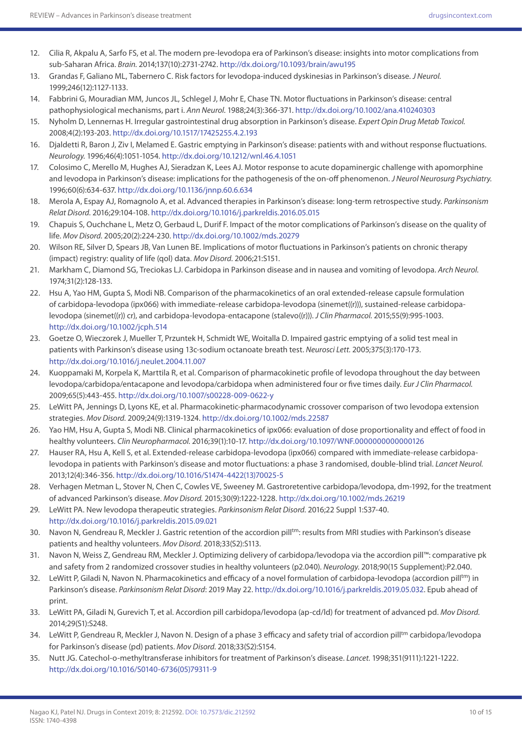12. Cilia R, Akpalu A, Sarfo FS, et al. The modern pre-levodopa era of Parkinson's disease: insights into motor complications from sub-Saharan Africa. *Brain.* 2014;137(10):2731-2742. http://dx.doi.org/10.1093/brain/awu195
13. Grandas F, Galiano ML, Tabernero C. Risk factors for levodopa-induced dyskinesias in Parkinson's disease. *J Neurol.* 1999;246(12):1127-1133.
14. Fabbrini G, Mouradian MM, Juncos JL, Schlegel J, Mohr E, Chase TN. Motor fluctuations in Parkinson's disease: central pathophysiological mechanisms, part i. *Ann Neurol.* 1988;24(3):366-371. http://dx.doi.org/10.1002/ana.410240303
15. Nyholm D, Lennernas H. Irregular gastrointestinal drug absorption in Parkinson's disease. *Expert Opin Drug Metab Toxicol.* 2008;4(2):193-203. http://dx.doi.org/10.1517/17425255.4.2.193
16. Djaldetti R, Baron J, Ziv I, Melamed E. Gastric emptying in Parkinson's disease: patients with and without response fluctuations. *Neurology.* 1996;46(4):1051-1054. http://dx.doi.org/10.1212/wnl.46.4.1051
17. Colosimo C, Merello M, Hughes AJ, Sieradzan K, Lees AJ. Motor response to acute dopaminergic challenge with apomorphine and levodopa in Parkinson's disease: implications for the pathogenesis of the on-off phenomenon. *J Neurol Neurosurg Psychiatry.* 1996;60(6):634-637. http://dx.doi.org/10.1136/jnnp.60.6.634
18. Merola A, Espay AJ, Romagnolo A, et al. Advanced therapies in Parkinson's disease: long-term retrospective study. *Parkinsonism Relat Disord.* 2016;29:104-108. http://dx.doi.org/10.1016/j.parkreldis.2016.05.015
19. Chapuis S, Ouchchane L, Metz O, Gerbaud L, Durif F. Impact of the motor complications of Parkinson's disease on the quality of life. *Mov Disord.* 2005;20(2):224-230. http://dx.doi.org/10.1002/mds.20279
20. Wilson RE, Silver D, Spears JB, Van Lunen BE. Implications of motor fluctuations in Parkinson's patients on chronic therapy (impact) registry: quality of life (qol) data. *Mov Disord.* 2006;21:S151.
21. Markham C, Diamond SG, Treciokas LJ. Carbidopa in Parkinson disease and in nausea and vomiting of levodopa. *Arch Neurol.* 1974;31(2):128-133.
22. Hsu A, Yao HM, Gupta S, Modi NB. Comparison of the pharmacokinetics of an oral extended-release capsule formulation of carbidopa-levodopa (ipx066) with immediate-release carbidopa-levodopa (sinemet((r))), sustained-release carbidopa-levodopa (sinemet((r)) cr), and carbidopa-levodopa-entacapone (stalevo((r))). *J Clin Pharmacol.* 2015;55(9):995-1003. http://dx.doi.org/10.1002/jcph.514
23. Goetze O, Wieczorek J, Mueller T, Przuntek H, Schmidt WE, Woitalla D. Impaired gastric emptying of a solid test meal in patients with Parkinson's disease using 13c-sodium octanoate breath test. *Neurosci Lett.* 2005;375(3):170-173. http://dx.doi.org/10.1016/j.neulet.2004.11.007
24. Kuoppamaki M, Korpela K, Marttila R, et al. Comparison of pharmacokinetic profile of levodopa throughout the day between levodopa/carbidopa/entacapone and levodopa/carbidopa when administered four or five times daily. *Eur J Clin Pharmacol.* 2009;65(5):443-455. http://dx.doi.org/10.1007/s00228-009-0622-y
25. LeWitt PA, Jennings D, Lyons KE, et al. Pharmacokinetic-pharmacodynamic crossover comparison of two levodopa extension strategies. *Mov Disord.* 2009;24(9):1319-1324. http://dx.doi.org/10.1002/mds.22587
26. Yao HM, Hsu A, Gupta S, Modi NB. Clinical pharmacokinetics of ipx066: evaluation of dose proportionality and effect of food in healthy volunteers. *Clin Neuropharmacol.* 2016;39(1):10-17. http://dx.doi.org/10.1097/WNF.0000000000000126
27. Hauser RA, Hsu A, Kell S, et al. Extended-release carbidopa-levodopa (ipx066) compared with immediate-release carbidopa-levodopa in patients with Parkinson's disease and motor fluctuations: a phase 3 randomised, double-blind trial. *Lancet Neurol.* 2013;12(4):346-356. http://dx.doi.org/10.1016/S1474-4422(13)70025-5
28. Verhagen Metman L, Stover N, Chen C, Cowles VE, Sweeney M. Gastroretentive carbidopa/levodopa, dm-1992, for the treatment of advanced Parkinson's disease. *Mov Disord.* 2015;30(9):1222-1228. http://dx.doi.org/10.1002/mds.26219
29. LeWitt PA. New levodopa therapeutic strategies. *Parkinsonism Relat Disord.* 2016;22 Suppl 1:S37-40. http://dx.doi.org/10.1016/j.parkreldis.2015.09.021
30. Navon N, Gendreau R, Meckler J. Gastric retention of the accordion pill[tm]: results from MRI studies with Parkinson's disease patients and healthy volunteers. *Mov Disord.* 2018;33(S2):S113.
31. Navon N, Weiss Z, Gendreau RM, Meckler J. Optimizing delivery of carbidopa/levodopa via the accordion pill™: comparative pk and safety from 2 randomized crossover studies in healthy volunteers (p2.040). *Neurology.* 2018;90(15 Supplement):P2.040.
32. LeWitt P, Giladi N, Navon N. Pharmacokinetics and efficacy of a novel formulation of carbidopa-levodopa (accordion pill[tm]) in Parkinson's disease. *Parkinsonism Relat Disord*: 2019 May 22. http://dx.doi.org/10.1016/j.parkreldis.2019.05.032. Epub ahead of print.
33. LeWitt PA, Giladi N, Gurevich T, et al. Accordion pill carbidopa/levodopa (ap-cd/ld) for treatment of advanced pd. *Mov Disord.* 2014;29(S1):S248.
34. LeWitt P, Gendreau R, Meckler J, Navon N. Design of a phase 3 efficacy and safety trial of accordion pill[tm] carbidopa/levodopa for Parkinson's disease (pd) patients. *Mov Disord.* 2018;33(S2):S154.
35. Nutt JG. Catechol-o-methyltransferase inhibitors for treatment of Parkinson's disease. *Lancet.* 1998;351(9111):1221-1222. http://dx.doi.org/10.1016/S0140-6736(05)79311-9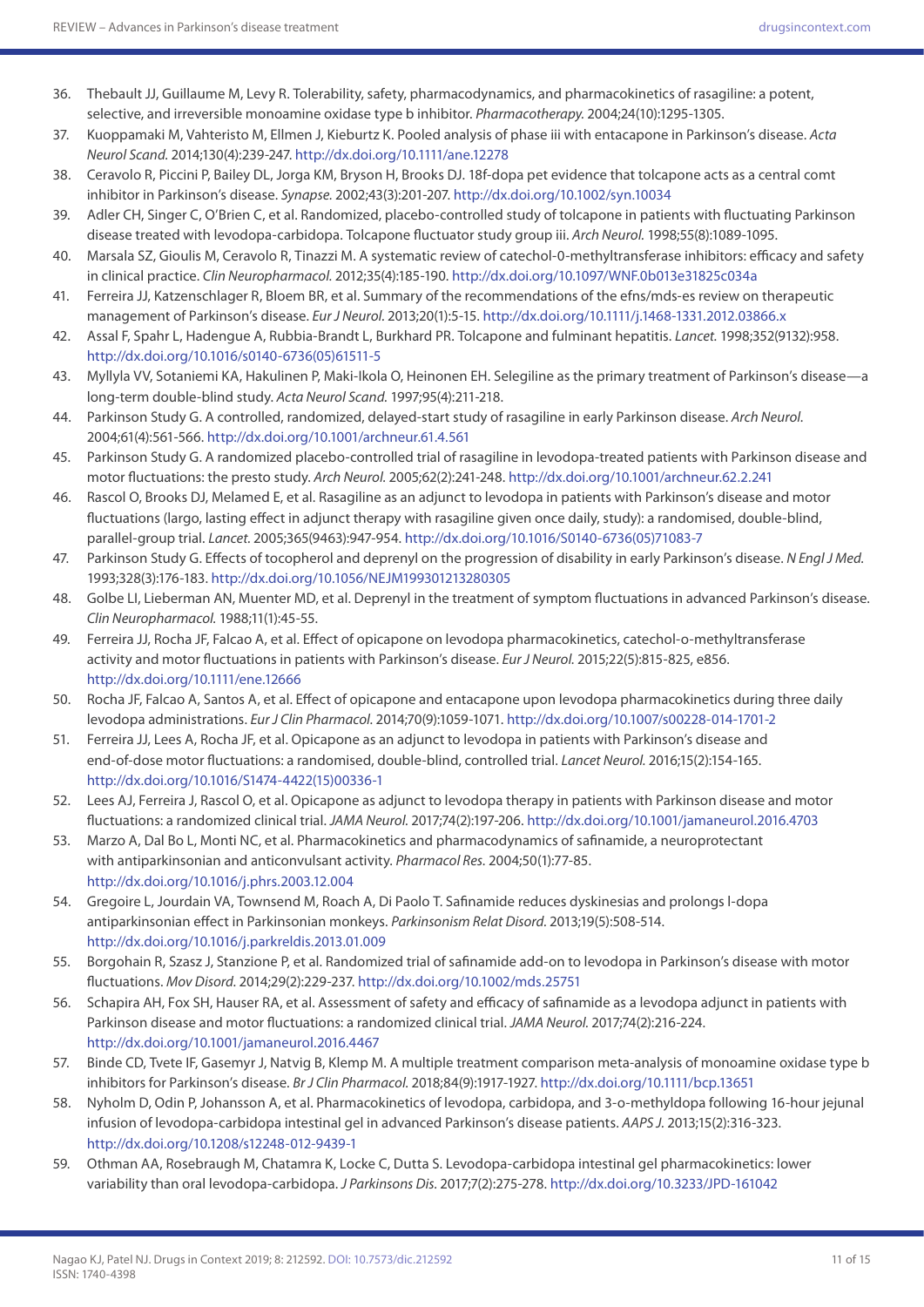36. Thebault JJ, Guillaume M, Levy R. Tolerability, safety, pharmacodynamics, and pharmacokinetics of rasagiline: a potent, selective, and irreversible monoamine oxidase type b inhibitor. *Pharmacotherapy.* 2004;24(10):1295-1305.
37. Kuoppamaki M, Vahteristo M, Ellmen J, Kieburtz K. Pooled analysis of phase iii with entacapone in Parkinson's disease. *Acta Neurol Scand.* 2014;130(4):239-247. http://dx.doi.org/10.1111/ane.12278
38. Ceravolo R, Piccini P, Bailey DL, Jorga KM, Bryson H, Brooks DJ. 18f-dopa pet evidence that tolcapone acts as a central comt inhibitor in Parkinson's disease. *Synapse.* 2002;43(3):201-207. http://dx.doi.org/10.1002/syn.10034
39. Adler CH, Singer C, O'Brien C, et al. Randomized, placebo-controlled study of tolcapone in patients with fluctuating Parkinson disease treated with levodopa-carbidopa. Tolcapone fluctuator study group iii. *Arch Neurol.* 1998;55(8):1089-1095.
40. Marsala SZ, Gioulis M, Ceravolo R, Tinazzi M. A systematic review of catechol-0-methyltransferase inhibitors: efficacy and safety in clinical practice. *Clin Neuropharmacol.* 2012;35(4):185-190. http://dx.doi.org/10.1097/WNF.0b013e31825c034a
41. Ferreira JJ, Katzenschlager R, Bloem BR, et al. Summary of the recommendations of the efns/mds-es review on therapeutic management of Parkinson's disease. *Eur J Neurol.* 2013;20(1):5-15. http://dx.doi.org/10.1111/j.1468-1331.2012.03866.x
42. Assal F, Spahr L, Hadengue A, Rubbia-Brandt L, Burkhard PR. Tolcapone and fulminant hepatitis. *Lancet.* 1998;352(9132):958. http://dx.doi.org/10.1016/s0140-6736(05)61511-5
43. Myllyla VV, Sotaniemi KA, Hakulinen P, Maki-Ikola O, Heinonen EH. Selegiline as the primary treatment of Parkinson's disease—a long-term double-blind study. *Acta Neurol Scand.* 1997;95(4):211-218.
44. Parkinson Study G. A controlled, randomized, delayed-start study of rasagiline in early Parkinson disease. *Arch Neurol.* 2004;61(4):561-566. http://dx.doi.org/10.1001/archneur.61.4.561
45. Parkinson Study G. A randomized placebo-controlled trial of rasagiline in levodopa-treated patients with Parkinson disease and motor fluctuations: the presto study. *Arch Neurol.* 2005;62(2):241-248. http://dx.doi.org/10.1001/archneur.62.2.241
46. Rascol O, Brooks DJ, Melamed E, et al. Rasagiline as an adjunct to levodopa in patients with Parkinson's disease and motor fluctuations (largo, lasting effect in adjunct therapy with rasagiline given once daily, study): a randomised, double-blind, parallel-group trial. *Lancet.* 2005;365(9463):947-954. http://dx.doi.org/10.1016/S0140-6736(05)71083-7
47. Parkinson Study G. Effects of tocopherol and deprenyl on the progression of disability in early Parkinson's disease. *N Engl J Med.* 1993;328(3):176-183. http://dx.doi.org/10.1056/NEJM199301213280305
48. Golbe LI, Lieberman AN, Muenter MD, et al. Deprenyl in the treatment of symptom fluctuations in advanced Parkinson's disease. *Clin Neuropharmacol.* 1988;11(1):45-55.
49. Ferreira JJ, Rocha JF, Falcao A, et al. Effect of opicapone on levodopa pharmacokinetics, catechol-o-methyltransferase activity and motor fluctuations in patients with Parkinson's disease. *Eur J Neurol.* 2015;22(5):815-825, e856. http://dx.doi.org/10.1111/ene.12666
50. Rocha JF, Falcao A, Santos A, et al. Effect of opicapone and entacapone upon levodopa pharmacokinetics during three daily levodopa administrations. *Eur J Clin Pharmacol.* 2014;70(9):1059-1071. http://dx.doi.org/10.1007/s00228-014-1701-2
51. Ferreira JJ, Lees A, Rocha JF, et al. Opicapone as an adjunct to levodopa in patients with Parkinson's disease and end-of-dose motor fluctuations: a randomised, double-blind, controlled trial. *Lancet Neurol.* 2016;15(2):154-165. http://dx.doi.org/10.1016/S1474-4422(15)00336-1
52. Lees AJ, Ferreira J, Rascol O, et al. Opicapone as adjunct to levodopa therapy in patients with Parkinson disease and motor fluctuations: a randomized clinical trial. *JAMA Neurol.* 2017;74(2):197-206. http://dx.doi.org/10.1001/jamaneurol.2016.4703
53. Marzo A, Dal Bo L, Monti NC, et al. Pharmacokinetics and pharmacodynamics of safinamide, a neuroprotectant with antiparkinsonian and anticonvulsant activity. *Pharmacol Res.* 2004;50(1):77-85. http://dx.doi.org/10.1016/j.phrs.2003.12.004
54. Gregoire L, Jourdain VA, Townsend M, Roach A, Di Paolo T. Safinamide reduces dyskinesias and prolongs l-dopa antiparkinsonian effect in Parkinsonian monkeys. *Parkinsonism Relat Disord.* 2013;19(5):508-514. http://dx.doi.org/10.1016/j.parkreldis.2013.01.009
55. Borgohain R, Szasz J, Stanzione P, et al. Randomized trial of safinamide add-on to levodopa in Parkinson's disease with motor fluctuations. *Mov Disord.* 2014;29(2):229-237. http://dx.doi.org/10.1002/mds.25751
56. Schapira AH, Fox SH, Hauser RA, et al. Assessment of safety and efficacy of safinamide as a levodopa adjunct in patients with Parkinson disease and motor fluctuations: a randomized clinical trial. *JAMA Neurol.* 2017;74(2):216-224. http://dx.doi.org/10.1001/jamaneurol.2016.4467
57. Binde CD, Tvete IF, Gasemyr J, Natvig B, Klemp M. A multiple treatment comparison meta-analysis of monoamine oxidase type b inhibitors for Parkinson's disease. *Br J Clin Pharmacol.* 2018;84(9):1917-1927. http://dx.doi.org/10.1111/bcp.13651
58. Nyholm D, Odin P, Johansson A, et al. Pharmacokinetics of levodopa, carbidopa, and 3-o-methyldopa following 16-hour jejunal infusion of levodopa-carbidopa intestinal gel in advanced Parkinson's disease patients. *AAPS J.* 2013;15(2):316-323. http://dx.doi.org/10.1208/s12248-012-9439-1
59. Othman AA, Rosebraugh M, Chatamra K, Locke C, Dutta S. Levodopa-carbidopa intestinal gel pharmacokinetics: lower variability than oral levodopa-carbidopa. *J Parkinsons Dis.* 2017;7(2):275-278. http://dx.doi.org/10.3233/JPD-161042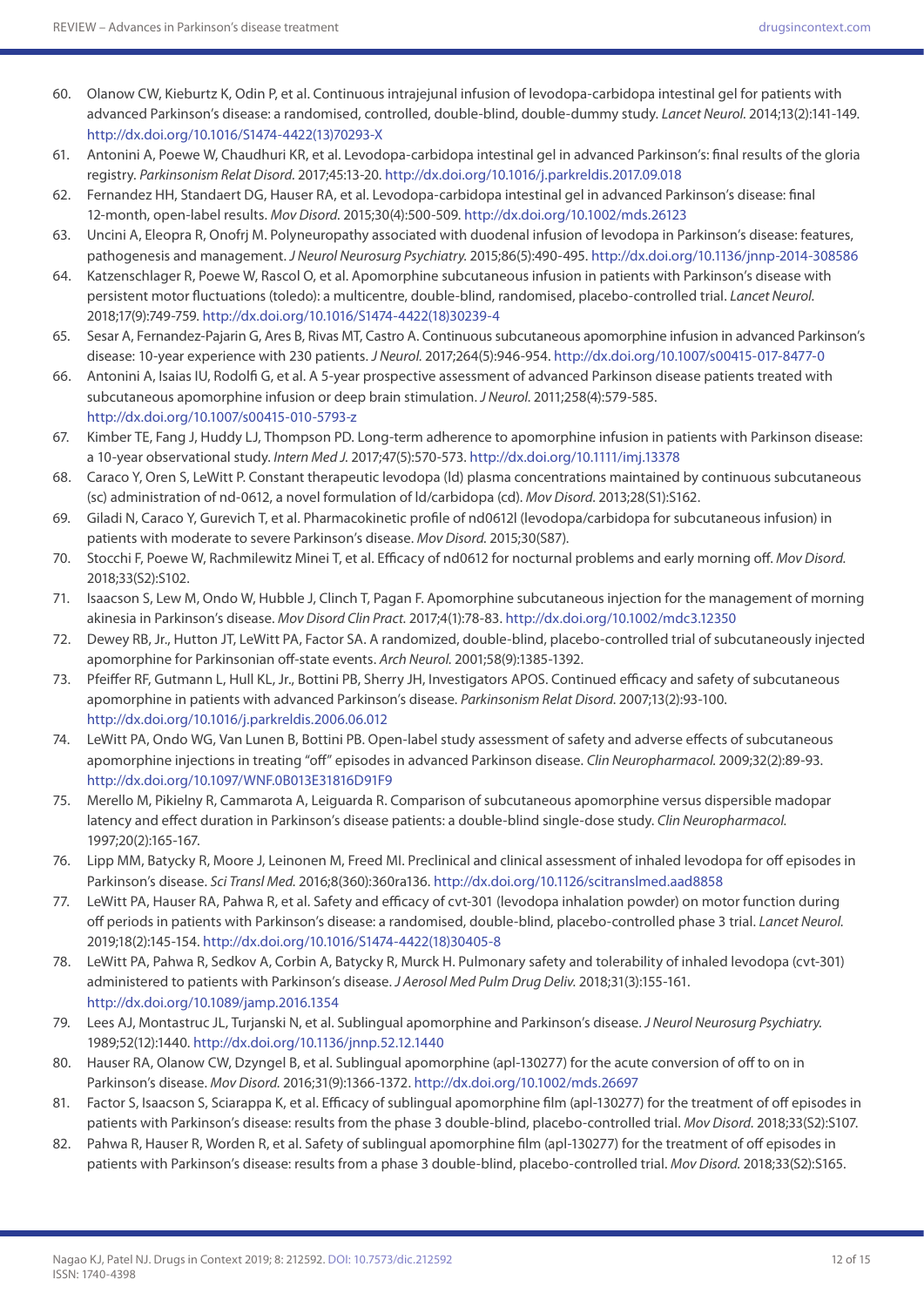60. Olanow CW, Kieburtz K, Odin P, et al. Continuous intrajejunal infusion of levodopa-carbidopa intestinal gel for patients with advanced Parkinson's disease: a randomised, controlled, double-blind, double-dummy study. *Lancet Neurol.* 2014;13(2):141-149. http://dx.doi.org/10.1016/S1474-4422(13)70293-X
61. Antonini A, Poewe W, Chaudhuri KR, et al. Levodopa-carbidopa intestinal gel in advanced Parkinson's: final results of the gloria registry. *Parkinsonism Relat Disord.* 2017;45:13-20. http://dx.doi.org/10.1016/j.parkreldis.2017.09.018
62. Fernandez HH, Standaert DG, Hauser RA, et al. Levodopa-carbidopa intestinal gel in advanced Parkinson's disease: final 12-month, open-label results. *Mov Disord.* 2015;30(4):500-509. http://dx.doi.org/10.1002/mds.26123
63. Uncini A, Eleopra R, Onofrj M. Polyneuropathy associated with duodenal infusion of levodopa in Parkinson's disease: features, pathogenesis and management. *J Neurol Neurosurg Psychiatry.* 2015;86(5):490-495. http://dx.doi.org/10.1136/jnnp-2014-308586
64. Katzenschlager R, Poewe W, Rascol O, et al. Apomorphine subcutaneous infusion in patients with Parkinson's disease with persistent motor fluctuations (toledo): a multicentre, double-blind, randomised, placebo-controlled trial. *Lancet Neurol.* 2018;17(9):749-759. http://dx.doi.org/10.1016/S1474-4422(18)30239-4
65. Sesar A, Fernandez-Pajarin G, Ares B, Rivas MT, Castro A. Continuous subcutaneous apomorphine infusion in advanced Parkinson's disease: 10-year experience with 230 patients. *J Neurol.* 2017;264(5):946-954. http://dx.doi.org/10.1007/s00415-017-8477-0
66. Antonini A, Isaias IU, Rodolfi G, et al. A 5-year prospective assessment of advanced Parkinson disease patients treated with subcutaneous apomorphine infusion or deep brain stimulation. *J Neurol.* 2011;258(4):579-585. http://dx.doi.org/10.1007/s00415-010-5793-z
67. Kimber TE, Fang J, Huddy LJ, Thompson PD. Long-term adherence to apomorphine infusion in patients with Parkinson disease: a 10-year observational study. *Intern Med J.* 2017;47(5):570-573. http://dx.doi.org/10.1111/imj.13378
68. Caraco Y, Oren S, LeWitt P. Constant therapeutic levodopa (ld) plasma concentrations maintained by continuous subcutaneous (sc) administration of nd-0612, a novel formulation of ld/carbidopa (cd). *Mov Disord.* 2013;28(S1):S162.
69. Giladi N, Caraco Y, Gurevich T, et al. Pharmacokinetic profile of nd0612l (levodopa/carbidopa for subcutaneous infusion) in patients with moderate to severe Parkinson's disease. *Mov Disord.* 2015;30(S87).
70. Stocchi F, Poewe W, Rachmilewitz Minei T, et al. Efficacy of nd0612 for nocturnal problems and early morning off. *Mov Disord.* 2018;33(S2):S102.
71. Isaacson S, Lew M, Ondo W, Hubble J, Clinch T, Pagan F. Apomorphine subcutaneous injection for the management of morning akinesia in Parkinson's disease. *Mov Disord Clin Pract.* 2017;4(1):78-83. http://dx.doi.org/10.1002/mdc3.12350
72. Dewey RB, Jr., Hutton JT, LeWitt PA, Factor SA. A randomized, double-blind, placebo-controlled trial of subcutaneously injected apomorphine for Parkinsonian off-state events. *Arch Neurol.* 2001;58(9):1385-1392.
73. Pfeiffer RF, Gutmann L, Hull KL, Jr., Bottini PB, Sherry JH, Investigators APOS. Continued efficacy and safety of subcutaneous apomorphine in patients with advanced Parkinson's disease. *Parkinsonism Relat Disord.* 2007;13(2):93-100. http://dx.doi.org/10.1016/j.parkreldis.2006.06.012
74. LeWitt PA, Ondo WG, Van Lunen B, Bottini PB. Open-label study assessment of safety and adverse effects of subcutaneous apomorphine injections in treating "off" episodes in advanced Parkinson disease. *Clin Neuropharmacol.* 2009;32(2):89-93. http://dx.doi.org/10.1097/WNF.0B013E31816D91F9
75. Merello M, Pikielny R, Cammarota A, Leiguarda R. Comparison of subcutaneous apomorphine versus dispersible madopar latency and effect duration in Parkinson's disease patients: a double-blind single-dose study. *Clin Neuropharmacol.* 1997;20(2):165-167.
76. Lipp MM, Batycky R, Moore J, Leinonen M, Freed MI. Preclinical and clinical assessment of inhaled levodopa for off episodes in Parkinson's disease. *Sci Transl Med.* 2016;8(360):360ra136. http://dx.doi.org/10.1126/scitranslmed.aad8858
77. LeWitt PA, Hauser RA, Pahwa R, et al. Safety and efficacy of cvt-301 (levodopa inhalation powder) on motor function during off periods in patients with Parkinson's disease: a randomised, double-blind, placebo-controlled phase 3 trial. *Lancet Neurol.* 2019;18(2):145-154. http://dx.doi.org/10.1016/S1474-4422(18)30405-8
78. LeWitt PA, Pahwa R, Sedkov A, Corbin A, Batycky R, Murck H. Pulmonary safety and tolerability of inhaled levodopa (cvt-301) administered to patients with Parkinson's disease. *J Aerosol Med Pulm Drug Deliv.* 2018;31(3):155-161. http://dx.doi.org/10.1089/jamp.2016.1354
79. Lees AJ, Montastruc JL, Turjanski N, et al. Sublingual apomorphine and Parkinson's disease. *J Neurol Neurosurg Psychiatry.* 1989;52(12):1440. http://dx.doi.org/10.1136/jnnp.52.12.1440
80. Hauser RA, Olanow CW, Dzyngel B, et al. Sublingual apomorphine (apl-130277) for the acute conversion of off to on in Parkinson's disease. *Mov Disord.* 2016;31(9):1366-1372. http://dx.doi.org/10.1002/mds.26697
81. Factor S, Isaacson S, Sciarappa K, et al. Efficacy of sublingual apomorphine film (apl-130277) for the treatment of off episodes in patients with Parkinson's disease: results from the phase 3 double-blind, placebo-controlled trial. *Mov Disord.* 2018;33(S2):S107.
82. Pahwa R, Hauser R, Worden R, et al. Safety of sublingual apomorphine film (apl-130277) for the treatment of off episodes in patients with Parkinson's disease: results from a phase 3 double-blind, placebo-controlled trial. *Mov Disord.* 2018;33(S2):S165.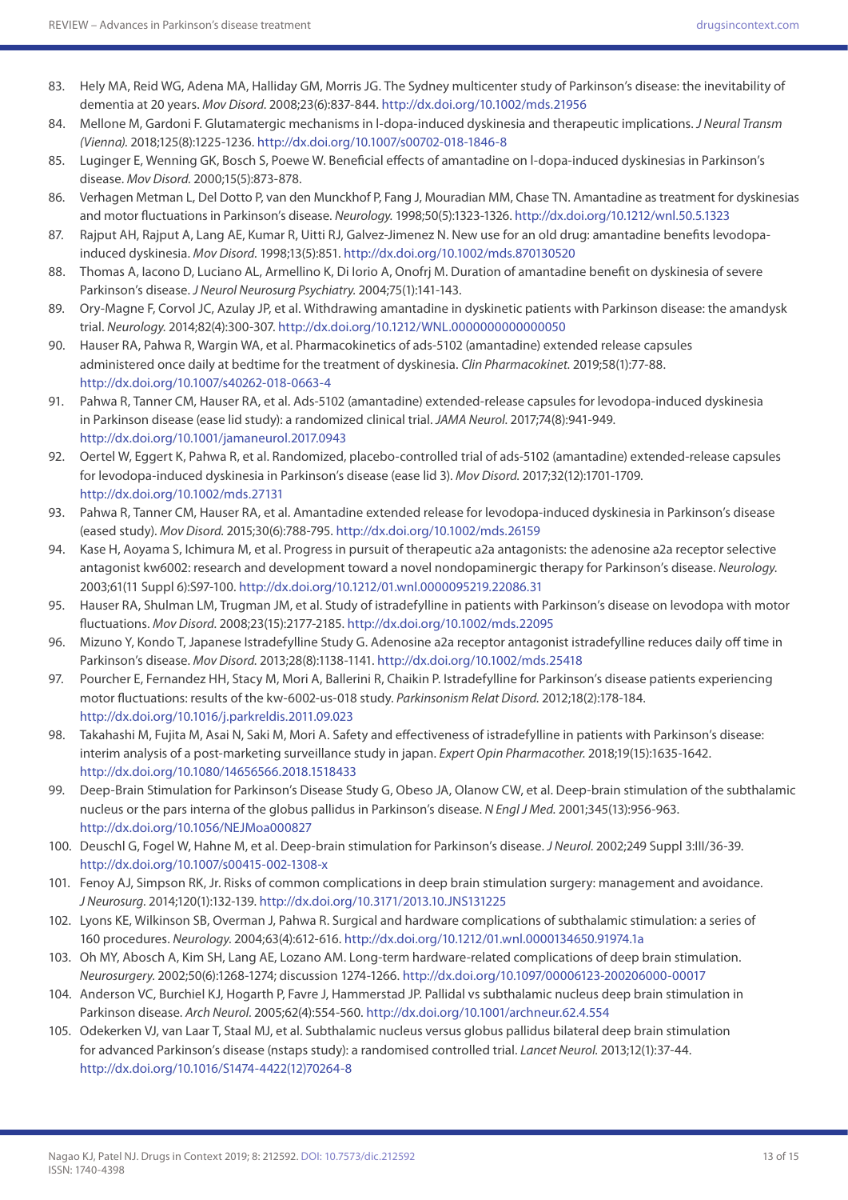83. Hely MA, Reid WG, Adena MA, Halliday GM, Morris JG. The Sydney multicenter study of Parkinson's disease: the inevitability of dementia at 20 years. *Mov Disord*. 2008;23(6):837-844. http://dx.doi.org/10.1002/mds.21956
84. Mellone M, Gardoni F. Glutamatergic mechanisms in l-dopa-induced dyskinesia and therapeutic implications. *J Neural Transm (Vienna)*. 2018;125(8):1225-1236. http://dx.doi.org/10.1007/s00702-018-1846-8
85. Luginger E, Wenning GK, Bosch S, Poewe W. Beneficial effects of amantadine on l-dopa-induced dyskinesias in Parkinson's disease. *Mov Disord*. 2000;15(5):873-878.
86. Verhagen Metman L, Del Dotto P, van den Munckhof P, Fang J, Mouradian MM, Chase TN. Amantadine as treatment for dyskinesias and motor fluctuations in Parkinson's disease. *Neurology*. 1998;50(5):1323-1326. http://dx.doi.org/10.1212/wnl.50.5.1323
87. Rajput AH, Rajput A, Lang AE, Kumar R, Uitti RJ, Galvez-Jimenez N. New use for an old drug: amantadine benefits levodopa-induced dyskinesia. *Mov Disord*. 1998;13(5):851. http://dx.doi.org/10.1002/mds.870130520
88. Thomas A, Iacono D, Luciano AL, Armellino K, Di Iorio A, Onofrj M. Duration of amantadine benefit on dyskinesia of severe Parkinson's disease. *J Neurol Neurosurg Psychiatry*. 2004;75(1):141-143.
89. Ory-Magne F, Corvol JC, Azulay JP, et al. Withdrawing amantadine in dyskinetic patients with Parkinson disease: the amandysk trial. *Neurology*. 2014;82(4):300-307. http://dx.doi.org/10.1212/WNL.0000000000000050
90. Hauser RA, Pahwa R, Wargin WA, et al. Pharmacokinetics of ads-5102 (amantadine) extended release capsules administered once daily at bedtime for the treatment of dyskinesia. *Clin Pharmacokinet*. 2019;58(1):77-88. http://dx.doi.org/10.1007/s40262-018-0663-4
91. Pahwa R, Tanner CM, Hauser RA, et al. Ads-5102 (amantadine) extended-release capsules for levodopa-induced dyskinesia in Parkinson disease (ease lid study): a randomized clinical trial. *JAMA Neurol*. 2017;74(8):941-949. http://dx.doi.org/10.1001/jamaneurol.2017.0943
92. Oertel W, Eggert K, Pahwa R, et al. Randomized, placebo-controlled trial of ads-5102 (amantadine) extended-release capsules for levodopa-induced dyskinesia in Parkinson's disease (ease lid 3). *Mov Disord*. 2017;32(12):1701-1709. http://dx.doi.org/10.1002/mds.27131
93. Pahwa R, Tanner CM, Hauser RA, et al. Amantadine extended release for levodopa-induced dyskinesia in Parkinson's disease (eased study). *Mov Disord*. 2015;30(6):788-795. http://dx.doi.org/10.1002/mds.26159
94. Kase H, Aoyama S, Ichimura M, et al. Progress in pursuit of therapeutic a2a antagonists: the adenosine a2a receptor selective antagonist kw6002: research and development toward a novel nondopaminergic therapy for Parkinson's disease. *Neurology*. 2003;61(11 Suppl 6):S97-100. http://dx.doi.org/10.1212/01.wnl.0000095219.22086.31
95. Hauser RA, Shulman LM, Trugman JM, et al. Study of istradefylline in patients with Parkinson's disease on levodopa with motor fluctuations. *Mov Disord*. 2008;23(15):2177-2185. http://dx.doi.org/10.1002/mds.22095
96. Mizuno Y, Kondo T, Japanese Istradefylline Study G. Adenosine a2a receptor antagonist istradefylline reduces daily off time in Parkinson's disease. *Mov Disord*. 2013;28(8):1138-1141. http://dx.doi.org/10.1002/mds.25418
97. Pourcher E, Fernandez HH, Stacy M, Mori A, Ballerini R, Chaikin P. Istradefylline for Parkinson's disease patients experiencing motor fluctuations: results of the kw-6002-us-018 study. *Parkinsonism Relat Disord*. 2012;18(2):178-184. http://dx.doi.org/10.1016/j.parkreldis.2011.09.023
98. Takahashi M, Fujita M, Asai N, Saki M, Mori A. Safety and effectiveness of istradefylline in patients with Parkinson's disease: interim analysis of a post-marketing surveillance study in japan. *Expert Opin Pharmacother*. 2018;19(15):1635-1642. http://dx.doi.org/10.1080/14656566.2018.1518433
99. Deep-Brain Stimulation for Parkinson's Disease Study G, Obeso JA, Olanow CW, et al. Deep-brain stimulation of the subthalamic nucleus or the pars interna of the globus pallidus in Parkinson's disease. *N Engl J Med*. 2001;345(13):956-963. http://dx.doi.org/10.1056/NEJMoa000827
100. Deuschl G, Fogel W, Hahne M, et al. Deep-brain stimulation for Parkinson's disease. *J Neurol*. 2002;249 Suppl 3:III/36-39. http://dx.doi.org/10.1007/s00415-002-1308-x
101. Fenoy AJ, Simpson RK, Jr. Risks of common complications in deep brain stimulation surgery: management and avoidance. *J Neurosurg*. 2014;120(1):132-139. http://dx.doi.org/10.3171/2013.10.JNS131225
102. Lyons KE, Wilkinson SB, Overman J, Pahwa R. Surgical and hardware complications of subthalamic stimulation: a series of 160 procedures. *Neurology*. 2004;63(4):612-616. http://dx.doi.org/10.1212/01.wnl.0000134650.91974.1a
103. Oh MY, Abosch A, Kim SH, Lang AE, Lozano AM. Long-term hardware-related complications of deep brain stimulation. *Neurosurgery*. 2002;50(6):1268-1274; discussion 1274-1266. http://dx.doi.org/10.1097/00006123-200206000-00017
104. Anderson VC, Burchiel KJ, Hogarth P, Favre J, Hammerstad JP. Pallidal vs subthalamic nucleus deep brain stimulation in Parkinson disease. *Arch Neurol*. 2005;62(4):554-560. http://dx.doi.org/10.1001/archneur.62.4.554
105. Odekerken VJ, van Laar T, Staal MJ, et al. Subthalamic nucleus versus globus pallidus bilateral deep brain stimulation for advanced Parkinson's disease (nstaps study): a randomised controlled trial. *Lancet Neurol*. 2013;12(1):37-44. http://dx.doi.org/10.1016/S1474-4422(12)70264-8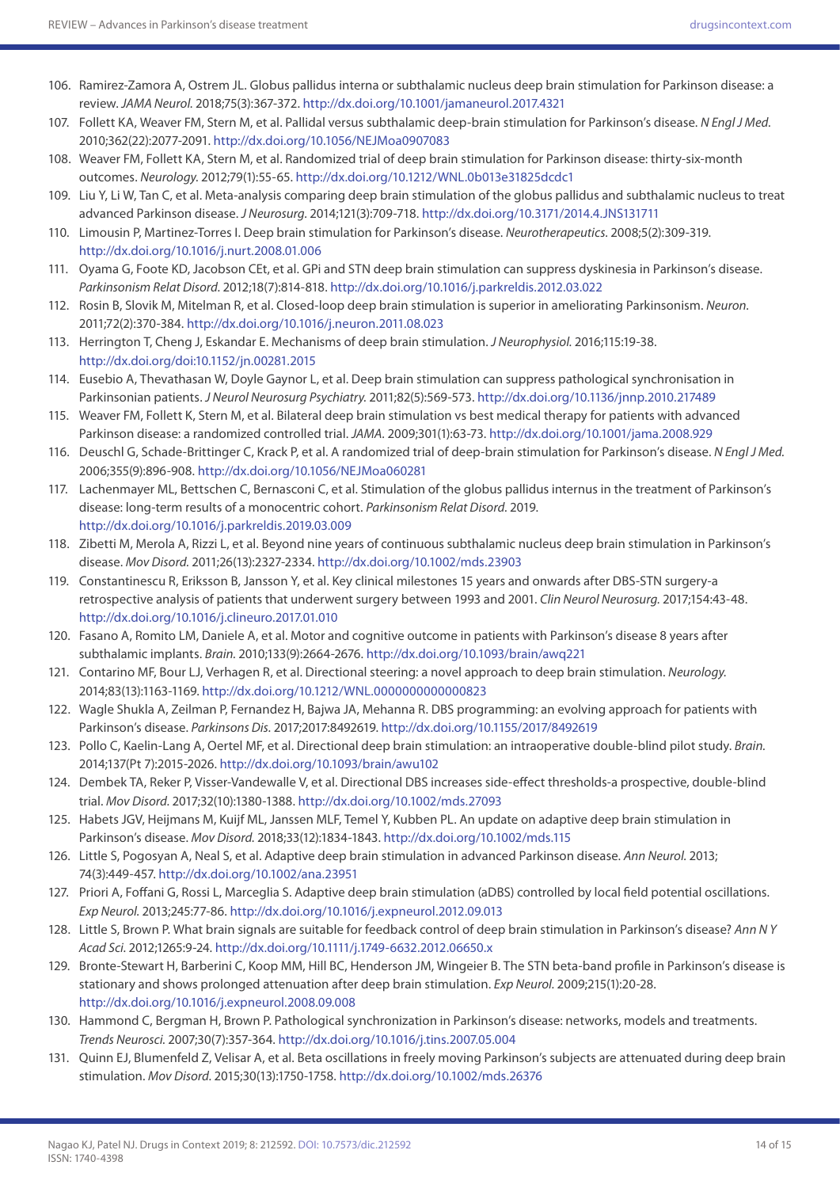106. Ramirez-Zamora A, Ostrem JL. Globus pallidus interna or subthalamic nucleus deep brain stimulation for Parkinson disease: a review. *JAMA Neurol.* 2018;75(3):367-372. http://dx.doi.org/10.1001/jamaneurol.2017.4321
107. Follett KA, Weaver FM, Stern M, et al. Pallidal versus subthalamic deep-brain stimulation for Parkinson's disease. *N Engl J Med.* 2010;362(22):2077-2091. http://dx.doi.org/10.1056/NEJMoa0907083
108. Weaver FM, Follett KA, Stern M, et al. Randomized trial of deep brain stimulation for Parkinson disease: thirty-six-month outcomes. *Neurology.* 2012;79(1):55-65. http://dx.doi.org/10.1212/WNL.0b013e31825dcdc1
109. Liu Y, Li W, Tan C, et al. Meta-analysis comparing deep brain stimulation of the globus pallidus and subthalamic nucleus to treat advanced Parkinson disease. *J Neurosurg.* 2014;121(3):709-718. http://dx.doi.org/10.3171/2014.4.JNS131711
110. Limousin P, Martinez-Torres I. Deep brain stimulation for Parkinson's disease. *Neurotherapeutics.* 2008;5(2):309-319. http://dx.doi.org/10.1016/j.nurt.2008.01.006
111. Oyama G, Foote KD, Jacobson CEt, et al. GPi and STN deep brain stimulation can suppress dyskinesia in Parkinson's disease. *Parkinsonism Relat Disord.* 2012;18(7):814-818. http://dx.doi.org/10.1016/j.parkreldis.2012.03.022
112. Rosin B, Slovik M, Mitelman R, et al. Closed-loop deep brain stimulation is superior in ameliorating Parkinsonism. *Neuron.* 2011;72(2):370-384. http://dx.doi.org/10.1016/j.neuron.2011.08.023
113. Herrington T, Cheng J, Eskandar E. Mechanisms of deep brain stimulation. *J Neurophysiol.* 2016;115:19-38. http://dx.doi.org/doi:10.1152/jn.00281.2015
114. Eusebio A, Thevathasan W, Doyle Gaynor L, et al. Deep brain stimulation can suppress pathological synchronisation in Parkinsonian patients. *J Neurol Neurosurg Psychiatry.* 2011;82(5):569-573. http://dx.doi.org/10.1136/jnnp.2010.217489
115. Weaver FM, Follett K, Stern M, et al. Bilateral deep brain stimulation vs best medical therapy for patients with advanced Parkinson disease: a randomized controlled trial. *JAMA.* 2009;301(1):63-73. http://dx.doi.org/10.1001/jama.2008.929
116. Deuschl G, Schade-Brittinger C, Krack P, et al. A randomized trial of deep-brain stimulation for Parkinson's disease. *N Engl J Med.* 2006;355(9):896-908. http://dx.doi.org/10.1056/NEJMoa060281
117. Lachenmayer ML, Bettschen C, Bernasconi C, et al. Stimulation of the globus pallidus internus in the treatment of Parkinson's disease: long-term results of a monocentric cohort. *Parkinsonism Relat Disord.* 2019. http://dx.doi.org/10.1016/j.parkreldis.2019.03.009
118. Zibetti M, Merola A, Rizzi L, et al. Beyond nine years of continuous subthalamic nucleus deep brain stimulation in Parkinson's disease. *Mov Disord.* 2011;26(13):2327-2334. http://dx.doi.org/10.1002/mds.23903
119. Constantinescu R, Eriksson B, Jansson Y, et al. Key clinical milestones 15 years and onwards after DBS-STN surgery-a retrospective analysis of patients that underwent surgery between 1993 and 2001. *Clin Neurol Neurosurg.* 2017;154:43-48. http://dx.doi.org/10.1016/j.clineuro.2017.01.010
120. Fasano A, Romito LM, Daniele A, et al. Motor and cognitive outcome in patients with Parkinson's disease 8 years after subthalamic implants. *Brain.* 2010;133(9):2664-2676. http://dx.doi.org/10.1093/brain/awq221
121. Contarino MF, Bour LJ, Verhagen R, et al. Directional steering: a novel approach to deep brain stimulation. *Neurology.* 2014;83(13):1163-1169. http://dx.doi.org/10.1212/WNL.0000000000000823
122. Wagle Shukla A, Zeilman P, Fernandez H, Bajwa JA, Mehanna R. DBS programming: an evolving approach for patients with Parkinson's disease. *Parkinsons Dis.* 2017;2017:8492619. http://dx.doi.org/10.1155/2017/8492619
123. Pollo C, Kaelin-Lang A, Oertel MF, et al. Directional deep brain stimulation: an intraoperative double-blind pilot study. *Brain.* 2014;137(Pt 7):2015-2026. http://dx.doi.org/10.1093/brain/awu102
124. Dembek TA, Reker P, Visser-Vandewalle V, et al. Directional DBS increases side-effect thresholds-a prospective, double-blind trial. *Mov Disord.* 2017;32(10):1380-1388. http://dx.doi.org/10.1002/mds.27093
125. Habets JGV, Heijmans M, Kuijf ML, Janssen MLF, Temel Y, Kubben PL. An update on adaptive deep brain stimulation in Parkinson's disease. *Mov Disord.* 2018;33(12):1834-1843. http://dx.doi.org/10.1002/mds.115
126. Little S, Pogosyan A, Neal S, et al. Adaptive deep brain stimulation in advanced Parkinson disease. *Ann Neurol.* 2013; 74(3):449-457. http://dx.doi.org/10.1002/ana.23951
127. Priori A, Foffani G, Rossi L, Marceglia S. Adaptive deep brain stimulation (aDBS) controlled by local field potential oscillations. *Exp Neurol.* 2013;245:77-86. http://dx.doi.org/10.1016/j.expneurol.2012.09.013
128. Little S, Brown P. What brain signals are suitable for feedback control of deep brain stimulation in Parkinson's disease? *Ann N Y Acad Sci.* 2012;1265:9-24. http://dx.doi.org/10.1111/j.1749-6632.2012.06650.x
129. Bronte-Stewart H, Barberini C, Koop MM, Hill BC, Henderson JM, Wingeier B. The STN beta-band profile in Parkinson's disease is stationary and shows prolonged attenuation after deep brain stimulation. *Exp Neurol.* 2009;215(1):20-28. http://dx.doi.org/10.1016/j.expneurol.2008.09.008
130. Hammond C, Bergman H, Brown P. Pathological synchronization in Parkinson's disease: networks, models and treatments. *Trends Neurosci.* 2007;30(7):357-364. http://dx.doi.org/10.1016/j.tins.2007.05.004
131. Quinn EJ, Blumenfeld Z, Velisar A, et al. Beta oscillations in freely moving Parkinson's subjects are attenuated during deep brain stimulation. *Mov Disord.* 2015;30(13):1750-1758. http://dx.doi.org/10.1002/mds.26376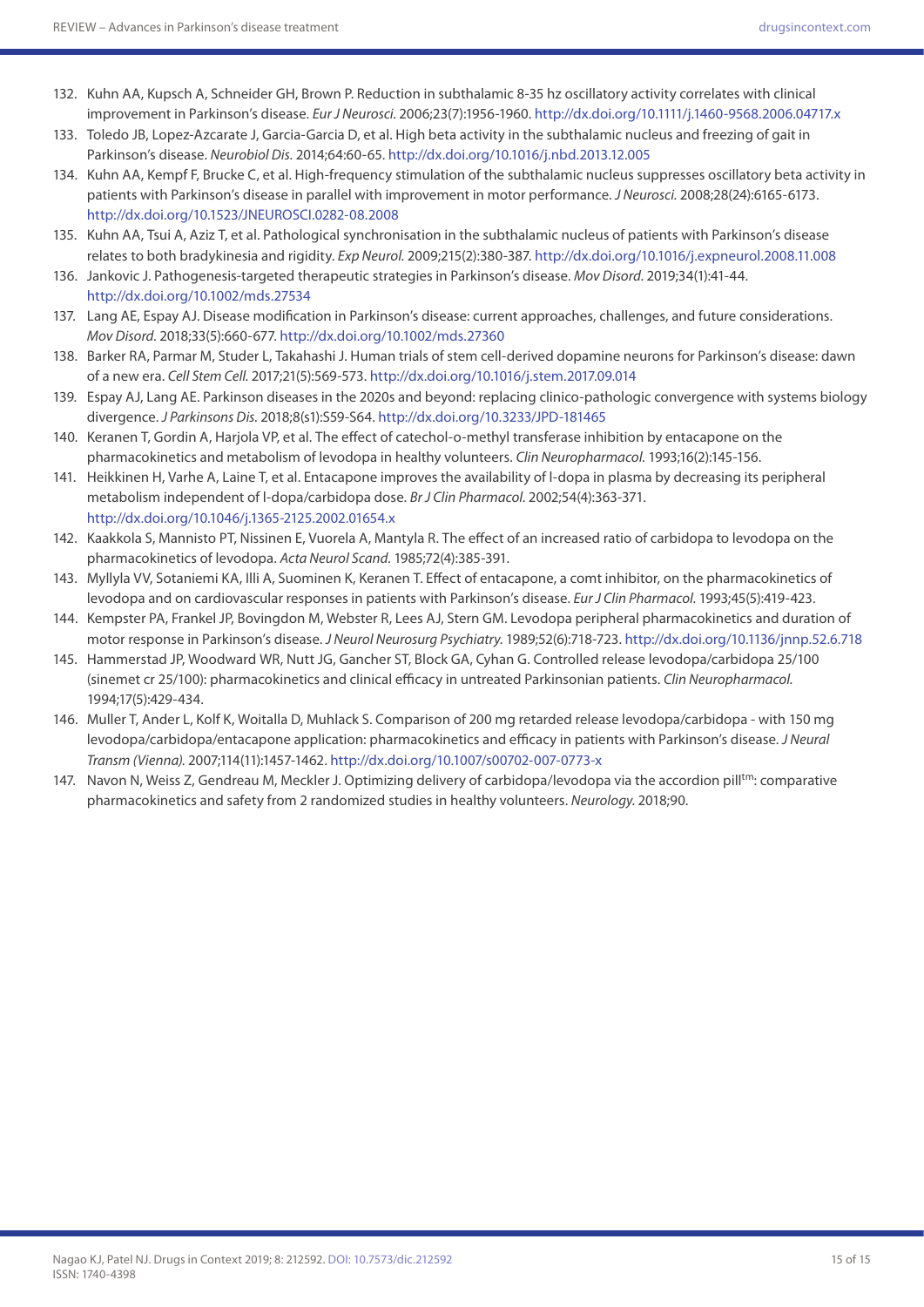132. Kuhn AA, Kupsch A, Schneider GH, Brown P. Reduction in subthalamic 8-35 hz oscillatory activity correlates with clinical improvement in Parkinson's disease. *Eur J Neurosci.* 2006;23(7):1956-1960. http://dx.doi.org/10.1111/j.1460-9568.2006.04717.x
133. Toledo JB, Lopez-Azcarate J, Garcia-Garcia D, et al. High beta activity in the subthalamic nucleus and freezing of gait in Parkinson's disease. *Neurobiol Dis.* 2014;64:60-65. http://dx.doi.org/10.1016/j.nbd.2013.12.005
134. Kuhn AA, Kempf F, Brucke C, et al. High-frequency stimulation of the subthalamic nucleus suppresses oscillatory beta activity in patients with Parkinson's disease in parallel with improvement in motor performance. *J Neurosci.* 2008;28(24):6165-6173. http://dx.doi.org/10.1523/JNEUROSCI.0282-08.2008
135. Kuhn AA, Tsui A, Aziz T, et al. Pathological synchronisation in the subthalamic nucleus of patients with Parkinson's disease relates to both bradykinesia and rigidity. *Exp Neurol.* 2009;215(2):380-387. http://dx.doi.org/10.1016/j.expneurol.2008.11.008
136. Jankovic J. Pathogenesis-targeted therapeutic strategies in Parkinson's disease. *Mov Disord.* 2019;34(1):41-44. http://dx.doi.org/10.1002/mds.27534
137. Lang AE, Espay AJ. Disease modification in Parkinson's disease: current approaches, challenges, and future considerations. *Mov Disord.* 2018;33(5):660-677. http://dx.doi.org/10.1002/mds.27360
138. Barker RA, Parmar M, Studer L, Takahashi J. Human trials of stem cell-derived dopamine neurons for Parkinson's disease: dawn of a new era. *Cell Stem Cell.* 2017;21(5):569-573. http://dx.doi.org/10.1016/j.stem.2017.09.014
139. Espay AJ, Lang AE. Parkinson diseases in the 2020s and beyond: replacing clinico-pathologic convergence with systems biology divergence. *J Parkinsons Dis.* 2018;8(s1):S59-S64. http://dx.doi.org/10.3233/JPD-181465
140. Keranen T, Gordin A, Harjola VP, et al. The effect of catechol-o-methyl transferase inhibition by entacapone on the pharmacokinetics and metabolism of levodopa in healthy volunteers. *Clin Neuropharmacol.* 1993;16(2):145-156.
141. Heikkinen H, Varhe A, Laine T, et al. Entacapone improves the availability of l-dopa in plasma by decreasing its peripheral metabolism independent of l-dopa/carbidopa dose. *Br J Clin Pharmacol.* 2002;54(4):363-371. http://dx.doi.org/10.1046/j.1365-2125.2002.01654.x
142. Kaakkola S, Mannisto PT, Nissinen E, Vuorela A, Mantyla R. The effect of an increased ratio of carbidopa to levodopa on the pharmacokinetics of levodopa. *Acta Neurol Scand.* 1985;72(4):385-391.
143. Myllyla VV, Sotaniemi KA, Illi A, Suominen K, Keranen T. Effect of entacapone, a comt inhibitor, on the pharmacokinetics of levodopa and on cardiovascular responses in patients with Parkinson's disease. *Eur J Clin Pharmacol.* 1993;45(5):419-423.
144. Kempster PA, Frankel JP, Bovingdon M, Webster R, Lees AJ, Stern GM. Levodopa peripheral pharmacokinetics and duration of motor response in Parkinson's disease. *J Neurol Neurosurg Psychiatry.* 1989;52(6):718-723. http://dx.doi.org/10.1136/jnnp.52.6.718
145. Hammerstad JP, Woodward WR, Nutt JG, Gancher ST, Block GA, Cyhan G. Controlled release levodopa/carbidopa 25/100 (sinemet cr 25/100): pharmacokinetics and clinical efficacy in untreated Parkinsonian patients. *Clin Neuropharmacol.* 1994;17(5):429-434.
146. Muller T, Ander L, Kolf K, Woitalla D, Muhlack S. Comparison of 200 mg retarded release levodopa/carbidopa - with 150 mg levodopa/carbidopa/entacapone application: pharmacokinetics and efficacy in patients with Parkinson's disease. *J Neural Transm (Vienna).* 2007;114(11):1457-1462. http://dx.doi.org/10.1007/s00702-007-0773-x
147. Navon N, Weiss Z, Gendreau M, Meckler J. Optimizing delivery of carbidopa/levodopa via the accordion pill[tm]: comparative pharmacokinetics and safety from 2 randomized studies in healthy volunteers. *Neurology.* 2018;90.